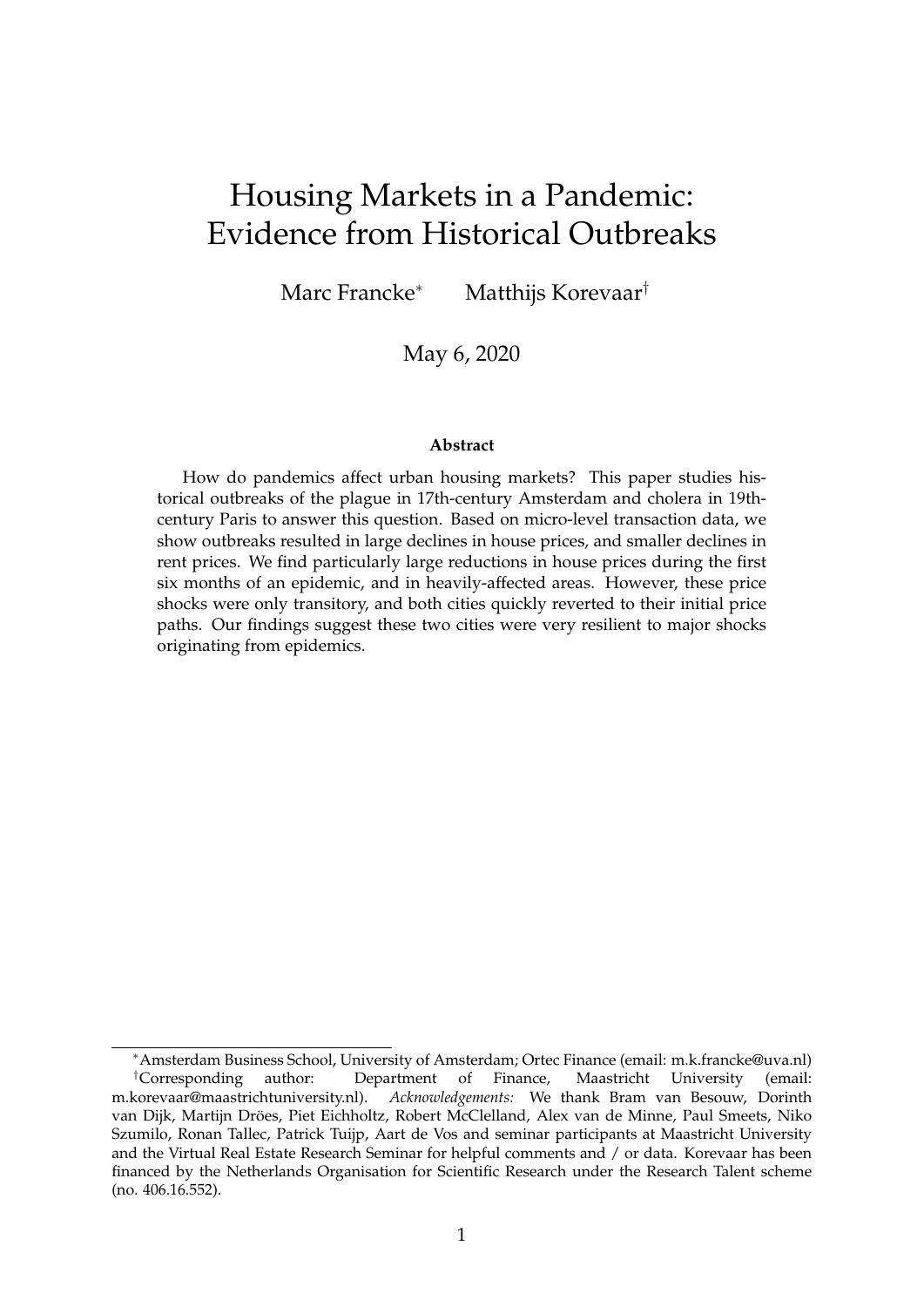# Housing Markets in a Pandemic: Evidence from Historical Outbreaks

Marc Francke[*] Matthijs Korevaar[†]

May 6, 2020

**Abstract**

How do pandemics affect urban housing markets? This paper studies historical outbreaks of the plague in 17th-century Amsterdam and cholera in 19th-century Paris to answer this question. Based on micro-level transaction data, we show outbreaks resulted in large declines in house prices, and smaller declines in rent prices. We find particularly large reductions in house prices during the first six months of an epidemic, and in heavily-affected areas. However, these price shocks were only transitory, and both cities quickly reverted to their initial price paths. Our findings suggest these two cities were very resilient to major shocks originating from epidemics.

---

[*] Amsterdam Business School, University of Amsterdam; Ortec Finance (email: m.k.francke@uva.nl)

[†] Corresponding author: Department of Finance, Maastricht University (email: m.korevaar@maastrichtuniversity.nl). *Acknowledgements:* We thank Bram van Besouw, Dorinth van Dijk, Martijn Dröes, Piet Eichholtz, Robert McClelland, Alex van de Minne, Paul Smeets, Niko Szumilo, Ronan Tallec, Patrick Tuijp, Aart de Vos and seminar participants at Maastricht University and the Virtual Real Estate Research Seminar for helpful comments and / or data. Korevaar has been financed by the Netherlands Organisation for Scientific Research under the Research Talent scheme (no. 406.16.552).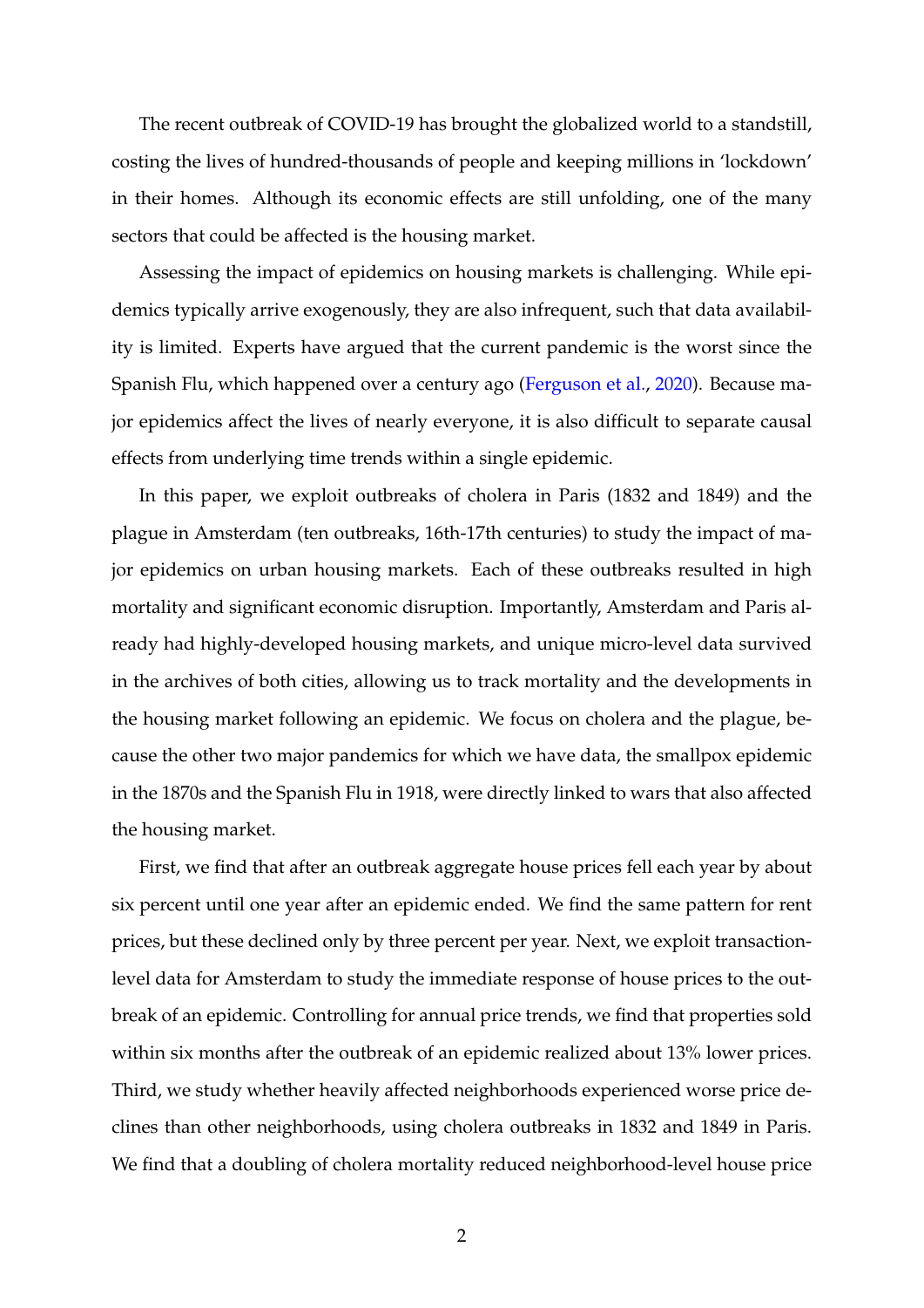The recent outbreak of COVID-19 has brought the globalized world to a standstill, costing the lives of hundred-thousands of people and keeping millions in 'lockdown' in their homes. Although its economic effects are still unfolding, one of the many sectors that could be affected is the housing market.

Assessing the impact of epidemics on housing markets is challenging. While epidemics typically arrive exogenously, they are also infrequent, such that data availability is limited. Experts have argued that the current pandemic is the worst since the Spanish Flu, which happened over a century ago (Ferguson et al., 2020). Because major epidemics affect the lives of nearly everyone, it is also difficult to separate causal effects from underlying time trends within a single epidemic.

In this paper, we exploit outbreaks of cholera in Paris (1832 and 1849) and the plague in Amsterdam (ten outbreaks, 16th-17th centuries) to study the impact of major epidemics on urban housing markets. Each of these outbreaks resulted in high mortality and significant economic disruption. Importantly, Amsterdam and Paris already had highly-developed housing markets, and unique micro-level data survived in the archives of both cities, allowing us to track mortality and the developments in the housing market following an epidemic. We focus on cholera and the plague, because the other two major pandemics for which we have data, the smallpox epidemic in the 1870s and the Spanish Flu in 1918, were directly linked to wars that also affected the housing market.

First, we find that after an outbreak aggregate house prices fell each year by about six percent until one year after an epidemic ended. We find the same pattern for rent prices, but these declined only by three percent per year. Next, we exploit transaction-level data for Amsterdam to study the immediate response of house prices to the outbreak of an epidemic. Controlling for annual price trends, we find that properties sold within six months after the outbreak of an epidemic realized about 13% lower prices. Third, we study whether heavily affected neighborhoods experienced worse price declines than other neighborhoods, using cholera outbreaks in 1832 and 1849 in Paris. We find that a doubling of cholera mortality reduced neighborhood-level house price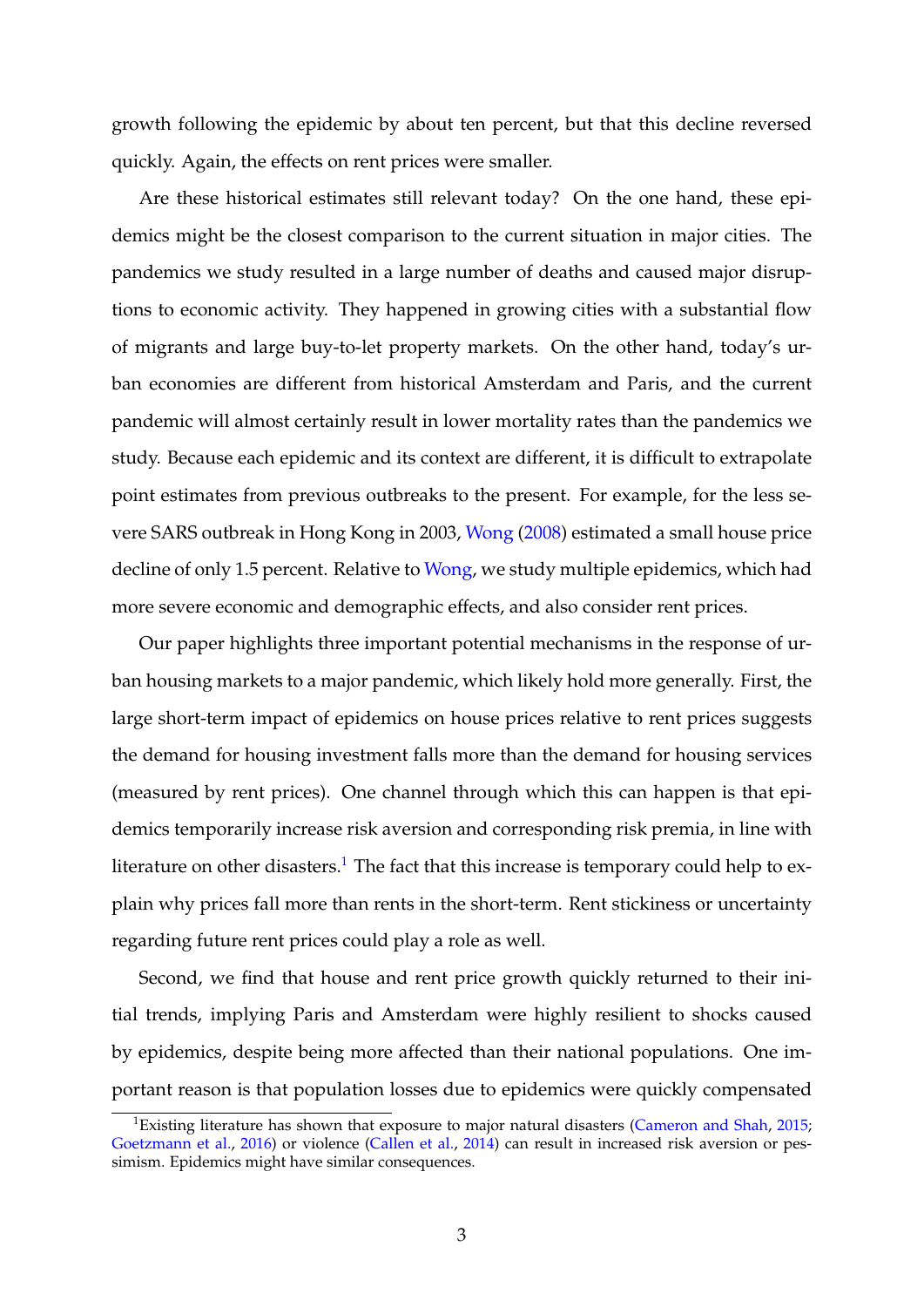growth following the epidemic by about ten percent, but that this decline reversed quickly. Again, the effects on rent prices were smaller.

Are these historical estimates still relevant today? On the one hand, these epidemics might be the closest comparison to the current situation in major cities. The pandemics we study resulted in a large number of deaths and caused major disruptions to economic activity. They happened in growing cities with a substantial flow of migrants and large buy-to-let property markets. On the other hand, today's urban economies are different from historical Amsterdam and Paris, and the current pandemic will almost certainly result in lower mortality rates than the pandemics we study. Because each epidemic and its context are different, it is difficult to extrapolate point estimates from previous outbreaks to the present. For example, for the less severe SARS outbreak in Hong Kong in 2003, Wong (2008) estimated a small house price decline of only 1.5 percent. Relative to Wong, we study multiple epidemics, which had more severe economic and demographic effects, and also consider rent prices.

Our paper highlights three important potential mechanisms in the response of urban housing markets to a major pandemic, which likely hold more generally. First, the large short-term impact of epidemics on house prices relative to rent prices suggests the demand for housing investment falls more than the demand for housing services (measured by rent prices). One channel through which this can happen is that epidemics temporarily increase risk aversion and corresponding risk premia, in line with literature on other disasters.[1] The fact that this increase is temporary could help to explain why prices fall more than rents in the short-term. Rent stickiness or uncertainty regarding future rent prices could play a role as well.

Second, we find that house and rent price growth quickly returned to their initial trends, implying Paris and Amsterdam were highly resilient to shocks caused by epidemics, despite being more affected than their national populations. One important reason is that population losses due to epidemics were quickly compensated

[1] Existing literature has shown that exposure to major natural disasters (Cameron and Shah, 2015; Goetzmann et al., 2016) or violence (Callen et al., 2014) can result in increased risk aversion or pessimism. Epidemics might have similar consequences.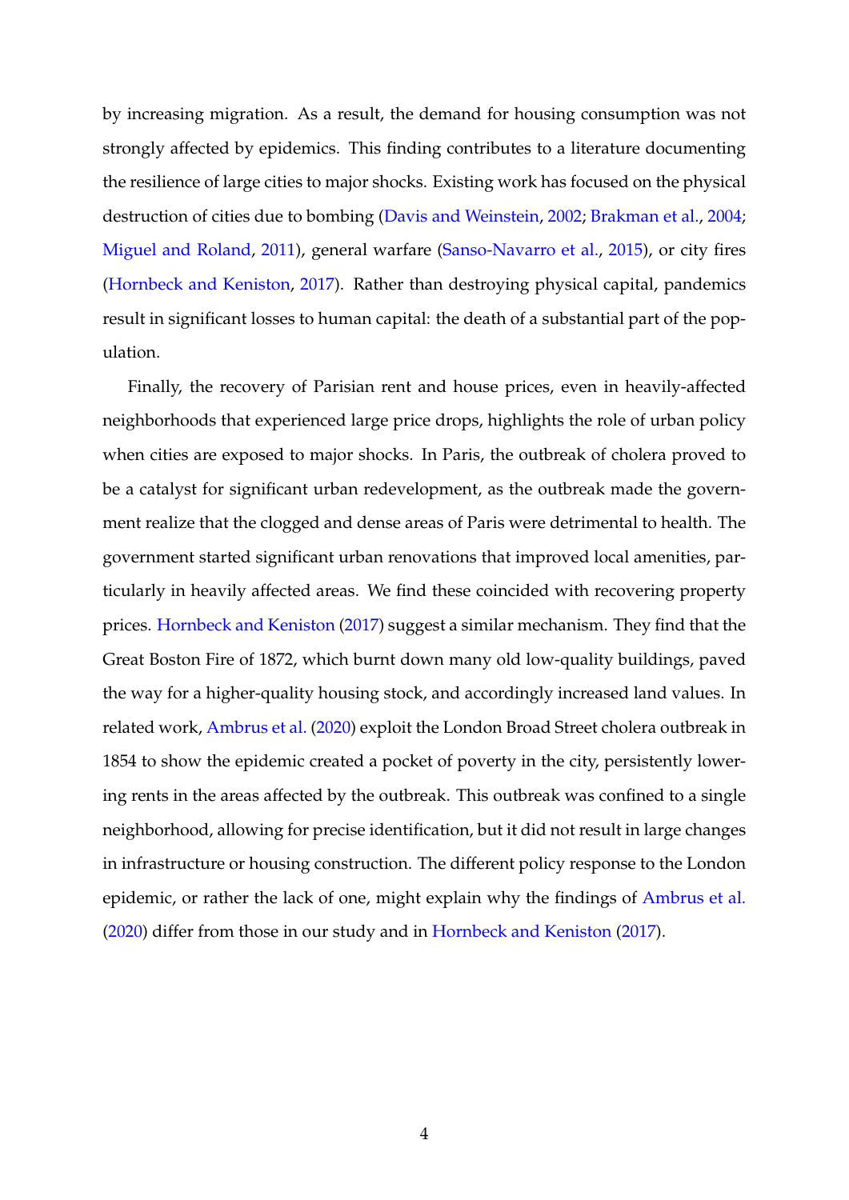by increasing migration. As a result, the demand for housing consumption was not strongly affected by epidemics. This finding contributes to a literature documenting the resilience of large cities to major shocks. Existing work has focused on the physical destruction of cities due to bombing (Davis and Weinstein, 2002; Brakman et al., 2004; Miguel and Roland, 2011), general warfare (Sanso-Navarro et al., 2015), or city fires (Hornbeck and Keniston, 2017). Rather than destroying physical capital, pandemics result in significant losses to human capital: the death of a substantial part of the population.

Finally, the recovery of Parisian rent and house prices, even in heavily-affected neighborhoods that experienced large price drops, highlights the role of urban policy when cities are exposed to major shocks. In Paris, the outbreak of cholera proved to be a catalyst for significant urban redevelopment, as the outbreak made the government realize that the clogged and dense areas of Paris were detrimental to health. The government started significant urban renovations that improved local amenities, particularly in heavily affected areas. We find these coincided with recovering property prices. Hornbeck and Keniston (2017) suggest a similar mechanism. They find that the Great Boston Fire of 1872, which burnt down many old low-quality buildings, paved the way for a higher-quality housing stock, and accordingly increased land values. In related work, Ambrus et al. (2020) exploit the London Broad Street cholera outbreak in 1854 to show the epidemic created a pocket of poverty in the city, persistently lowering rents in the areas affected by the outbreak. This outbreak was confined to a single neighborhood, allowing for precise identification, but it did not result in large changes in infrastructure or housing construction. The different policy response to the London epidemic, or rather the lack of one, might explain why the findings of Ambrus et al. (2020) differ from those in our study and in Hornbeck and Keniston (2017).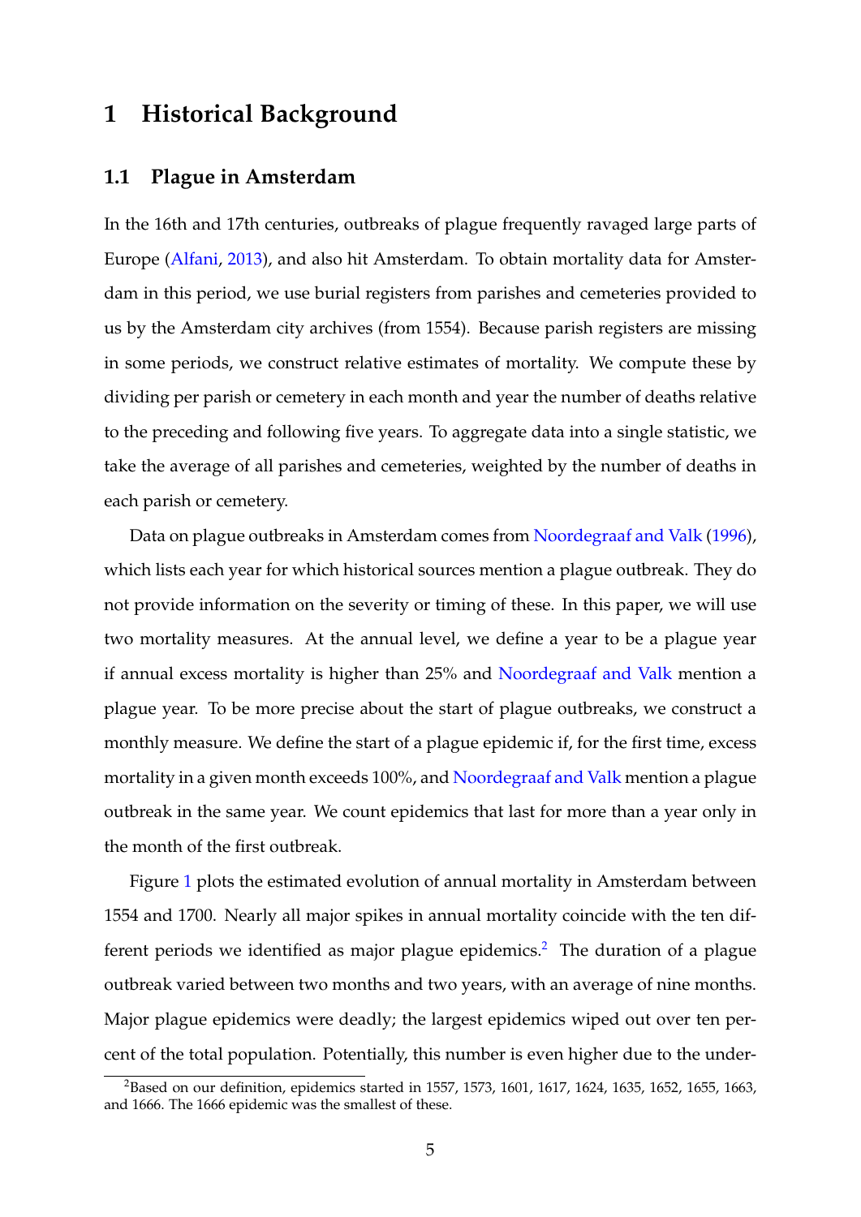# 1 Historical Background

## 1.1 Plague in Amsterdam

In the 16th and 17th centuries, outbreaks of plague frequently ravaged large parts of Europe (Alfani, 2013), and also hit Amsterdam. To obtain mortality data for Amsterdam in this period, we use burial registers from parishes and cemeteries provided to us by the Amsterdam city archives (from 1554). Because parish registers are missing in some periods, we construct relative estimates of mortality. We compute these by dividing per parish or cemetery in each month and year the number of deaths relative to the preceding and following five years. To aggregate data into a single statistic, we take the average of all parishes and cemeteries, weighted by the number of deaths in each parish or cemetery.

Data on plague outbreaks in Amsterdam comes from Noordegraaf and Valk (1996), which lists each year for which historical sources mention a plague outbreak. They do not provide information on the severity or timing of these. In this paper, we will use two mortality measures. At the annual level, we define a year to be a plague year if annual excess mortality is higher than 25% and Noordegraaf and Valk mention a plague year. To be more precise about the start of plague outbreaks, we construct a monthly measure. We define the start of a plague epidemic if, for the first time, excess mortality in a given month exceeds 100%, and Noordegraaf and Valk mention a plague outbreak in the same year. We count epidemics that last for more than a year only in the month of the first outbreak.

Figure 1 plots the estimated evolution of annual mortality in Amsterdam between 1554 and 1700. Nearly all major spikes in annual mortality coincide with the ten different periods we identified as major plague epidemics.[2] The duration of a plague outbreak varied between two months and two years, with an average of nine months. Major plague epidemics were deadly; the largest epidemics wiped out over ten percent of the total population. Potentially, this number is even higher due to the under-

[2] Based on our definition, epidemics started in 1557, 1573, 1601, 1617, 1624, 1635, 1652, 1655, 1663, and 1666. The 1666 epidemic was the smallest of these.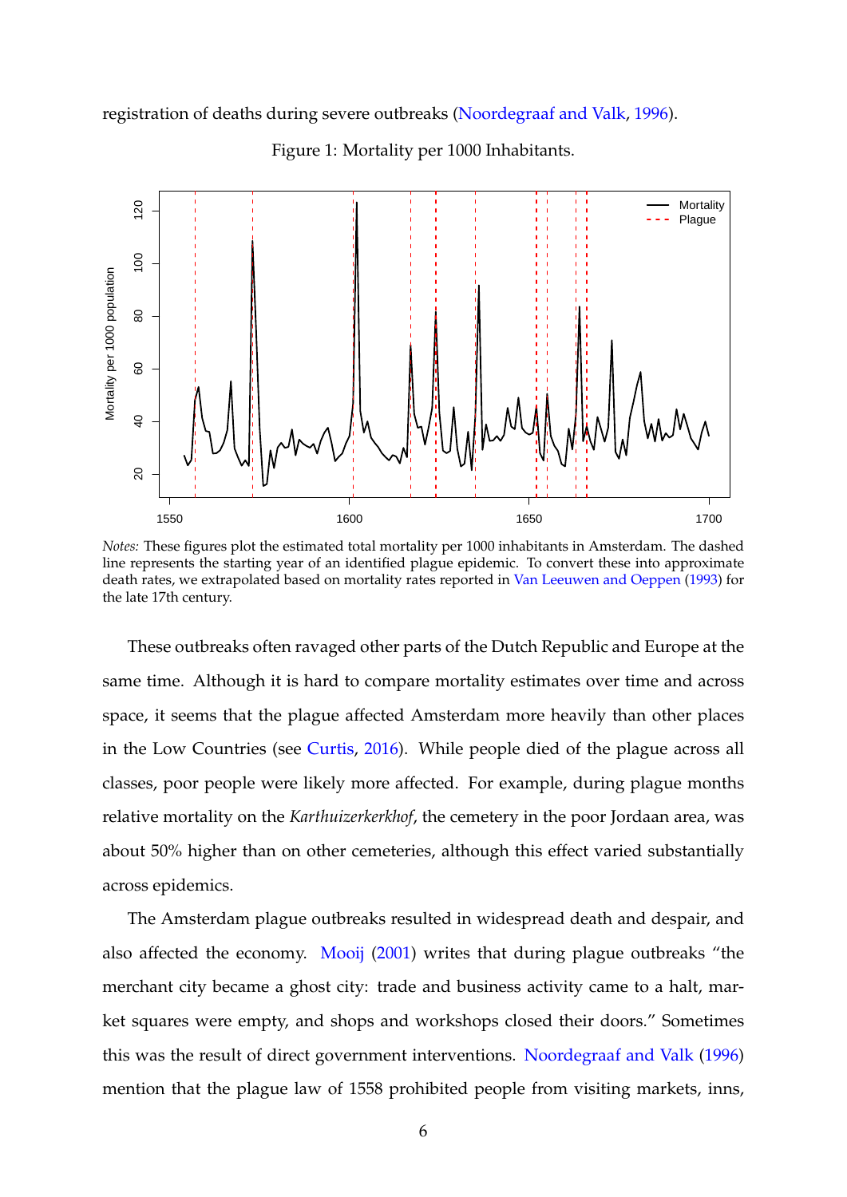registration of deaths during severe outbreaks (Noordegraaf and Valk, 1996).

Figure 1: Mortality per 1000 Inhabitants.

*Notes:* These figures plot the estimated total mortality per 1000 inhabitants in Amsterdam. The dashed line represents the starting year of an identified plague epidemic. To convert these into approximate death rates, we extrapolated based on mortality rates reported in Van Leeuwen and Oeppen (1993) for the late 17th century.

These outbreaks often ravaged other parts of the Dutch Republic and Europe at the same time. Although it is hard to compare mortality estimates over time and across space, it seems that the plague affected Amsterdam more heavily than other places in the Low Countries (see Curtis, 2016). While people died of the plague across all classes, poor people were likely more affected. For example, during plague months relative mortality on the *Karthuizerkerkhof*, the cemetery in the poor Jordaan area, was about 50% higher than on other cemeteries, although this effect varied substantially across epidemics.

The Amsterdam plague outbreaks resulted in widespread death and despair, and also affected the economy. Mooij (2001) writes that during plague outbreaks "the merchant city became a ghost city: trade and business activity came to a halt, market squares were empty, and shops and workshops closed their doors." Sometimes this was the result of direct government interventions. Noordegraaf and Valk (1996) mention that the plague law of 1558 prohibited people from visiting markets, inns,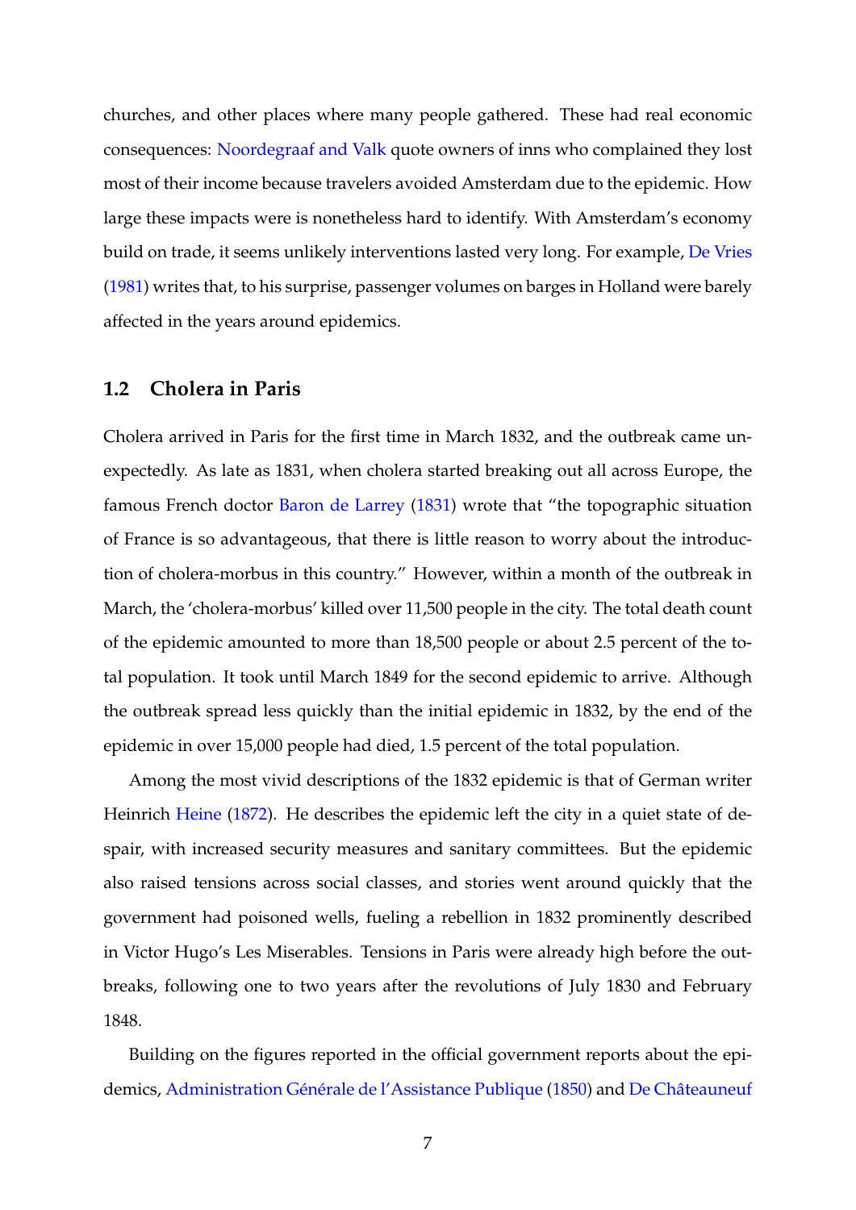churches, and other places where many people gathered. These had real economic consequences: Noordegraaf and Valk quote owners of inns who complained they lost most of their income because travelers avoided Amsterdam due to the epidemic. How large these impacts were is nonetheless hard to identify. With Amsterdam's economy build on trade, it seems unlikely interventions lasted very long. For example, De Vries (1981) writes that, to his surprise, passenger volumes on barges in Holland were barely affected in the years around epidemics.

### 1.2 Cholera in Paris

Cholera arrived in Paris for the first time in March 1832, and the outbreak came unexpectedly. As late as 1831, when cholera started breaking out all across Europe, the famous French doctor Baron de Larrey (1831) wrote that "the topographic situation of France is so advantageous, that there is little reason to worry about the introduction of cholera-morbus in this country." However, within a month of the outbreak in March, the 'cholera-morbus' killed over 11,500 people in the city. The total death count of the epidemic amounted to more than 18,500 people or about 2.5 percent of the total population. It took until March 1849 for the second epidemic to arrive. Although the outbreak spread less quickly than the initial epidemic in 1832, by the end of the epidemic in over 15,000 people had died, 1.5 percent of the total population.

Among the most vivid descriptions of the 1832 epidemic is that of German writer Heinrich Heine (1872). He describes the epidemic left the city in a quiet state of despair, with increased security measures and sanitary committees. But the epidemic also raised tensions across social classes, and stories went around quickly that the government had poisoned wells, fueling a rebellion in 1832 prominently described in Victor Hugo's Les Miserables. Tensions in Paris were already high before the outbreaks, following one to two years after the revolutions of July 1830 and February 1848.

Building on the figures reported in the official government reports about the epidemics, Administration Générale de l'Assistance Publique (1850) and De Châteauneuf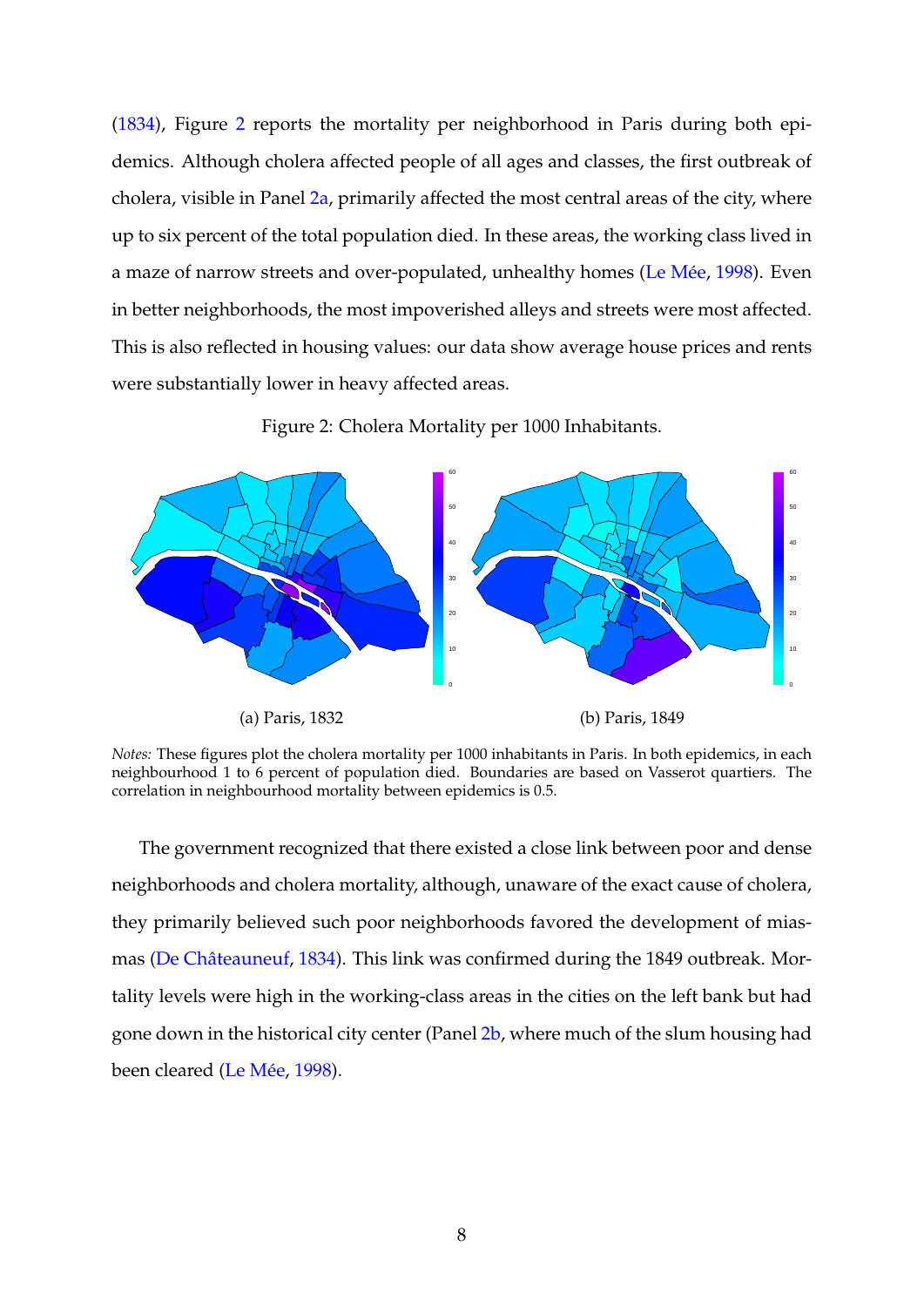(1834), Figure 2 reports the mortality per neighborhood in Paris during both epidemics. Although cholera affected people of all ages and classes, the first outbreak of cholera, visible in Panel 2a, primarily affected the most central areas of the city, where up to six percent of the total population died. In these areas, the working class lived in a maze of narrow streets and over-populated, unhealthy homes (Le Mée, 1998). Even in better neighborhoods, the most impoverished alleys and streets were most affected. This is also reflected in housing values: our data show average house prices and rents were substantially lower in heavy affected areas.

Figure 2: Cholera Mortality per 1000 Inhabitants.

(a) Paris, 1832

(b) Paris, 1849

*Notes:* These figures plot the cholera mortality per 1000 inhabitants in Paris. In both epidemics, in each neighbourhood 1 to 6 percent of population died. Boundaries are based on Vasserot quartiers. The correlation in neighbourhood mortality between epidemics is 0.5.

The government recognized that there existed a close link between poor and dense neighborhoods and cholera mortality, although, unaware of the exact cause of cholera, they primarily believed such poor neighborhoods favored the development of miasmas (De Châteauneuf, 1834). This link was confirmed during the 1849 outbreak. Mortality levels were high in the working-class areas in the cities on the left bank but had gone down in the historical city center (Panel 2b, where much of the slum housing had been cleared (Le Mée, 1998).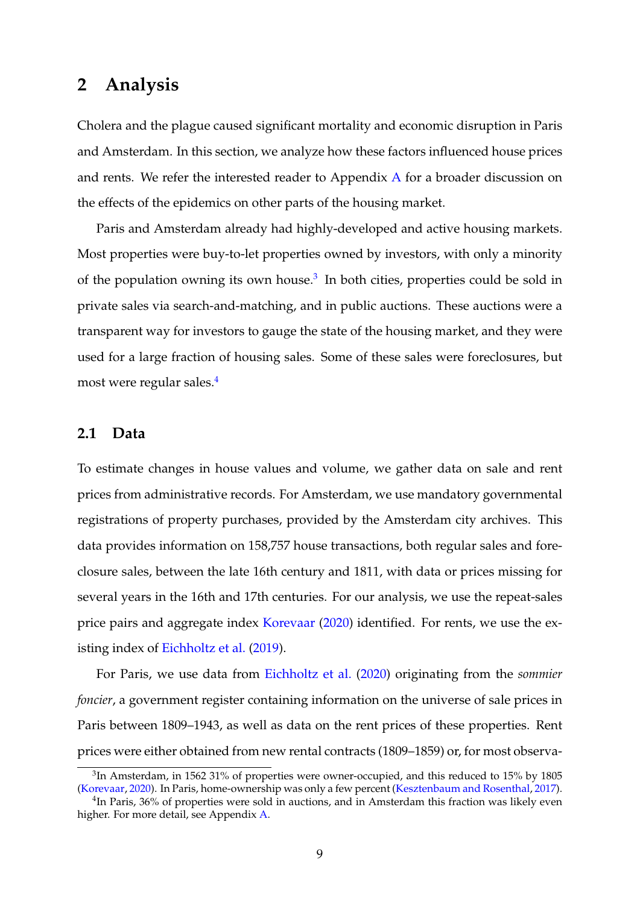## 2 Analysis

Cholera and the plague caused significant mortality and economic disruption in Paris and Amsterdam. In this section, we analyze how these factors influenced house prices and rents. We refer the interested reader to Appendix A for a broader discussion on the effects of the epidemics on other parts of the housing market.

Paris and Amsterdam already had highly-developed and active housing markets. Most properties were buy-to-let properties owned by investors, with only a minority of the population owning its own house.[3] In both cities, properties could be sold in private sales via search-and-matching, and in public auctions. These auctions were a transparent way for investors to gauge the state of the housing market, and they were used for a large fraction of housing sales. Some of these sales were foreclosures, but most were regular sales.[4]

### 2.1 Data

To estimate changes in house values and volume, we gather data on sale and rent prices from administrative records. For Amsterdam, we use mandatory governmental registrations of property purchases, provided by the Amsterdam city archives. This data provides information on 158,757 house transactions, both regular sales and foreclosure sales, between the late 16th century and 1811, with data or prices missing for several years in the 16th and 17th centuries. For our analysis, we use the repeat-sales price pairs and aggregate index Korevaar (2020) identified. For rents, we use the existing index of Eichholtz et al. (2019).

For Paris, we use data from Eichholtz et al. (2020) originating from the *sommier foncier*, a government register containing information on the universe of sale prices in Paris between 1809–1943, as well as data on the rent prices of these properties. Rent prices were either obtained from new rental contracts (1809–1859) or, for most observa-

[3] In Amsterdam, in 1562 31% of properties were owner-occupied, and this reduced to 15% by 1805 (Korevaar, 2020). In Paris, home-ownership was only a few percent (Kesztenbaum and Rosenthal, 2017).

[4] In Paris, 36% of properties were sold in auctions, and in Amsterdam this fraction was likely even higher. For more detail, see Appendix A.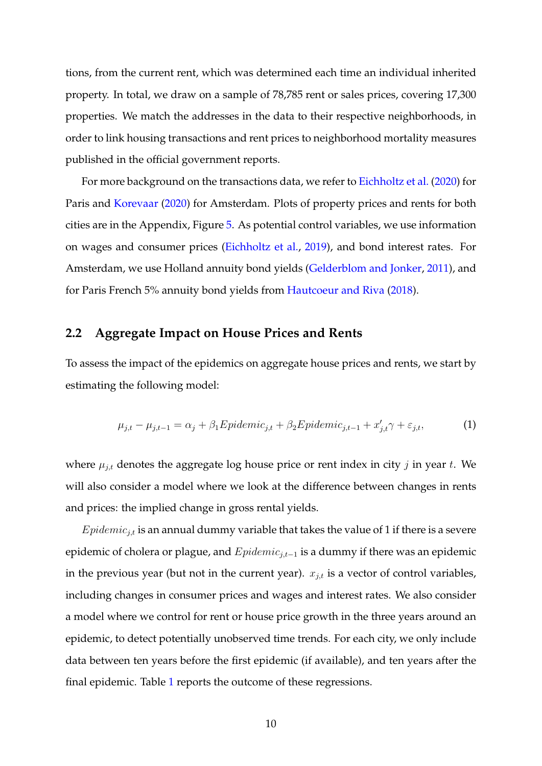tions, from the current rent, which was determined each time an individual inherited property. In total, we draw on a sample of 78,785 rent or sales prices, covering 17,300 properties. We match the addresses in the data to their respective neighborhoods, in order to link housing transactions and rent prices to neighborhood mortality measures published in the official government reports.

For more background on the transactions data, we refer to Eichholtz et al. (2020) for Paris and Korevaar (2020) for Amsterdam. Plots of property prices and rents for both cities are in the Appendix, Figure 5. As potential control variables, we use information on wages and consumer prices (Eichholtz et al., 2019), and bond interest rates. For Amsterdam, we use Holland annuity bond yields (Gelderblom and Jonker, 2011), and for Paris French 5% annuity bond yields from Hautcoeur and Riva (2018).

## 2.2 Aggregate Impact on House Prices and Rents

To assess the impact of the epidemics on aggregate house prices and rents, we start by estimating the following model:

$$\mu_{j,t} - \mu_{j,t-1} = \alpha_j + \beta_1 Epidemic_{j,t} + \beta_2 Epidemic_{j,t-1} + x'_{j,t}\gamma + \varepsilon_{j,t}, \tag{1}$$

where $\mu_{j,t}$ denotes the aggregate log house price or rent index in city $j$ in year $t$. We will also consider a model where we look at the difference between changes in rents and prices: the implied change in gross rental yields.

$Epidemic_{j,t}$ is an annual dummy variable that takes the value of 1 if there is a severe epidemic of cholera or plague, and $Epidemic_{j,t-1}$ is a dummy if there was an epidemic in the previous year (but not in the current year). $x_{j,t}$ is a vector of control variables, including changes in consumer prices and wages and interest rates. We also consider a model where we control for rent or house price growth in the three years around an epidemic, to detect potentially unobserved time trends. For each city, we only include data between ten years before the first epidemic (if available), and ten years after the final epidemic. Table 1 reports the outcome of these regressions.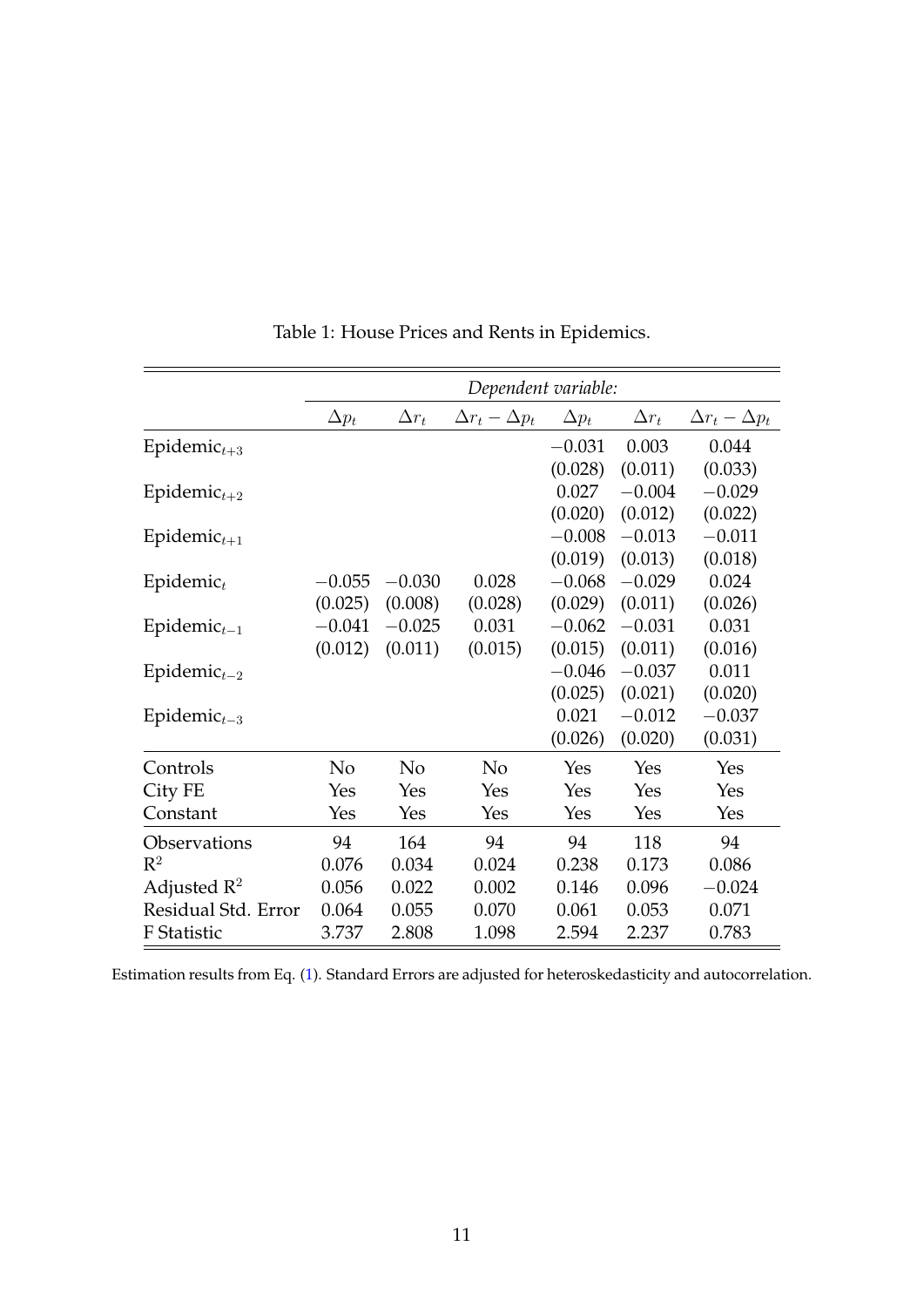Table 1: House Prices and Rents in Epidemics.

| | *Dependent variable:* | | | | | |
|---|---|---|---|---|---|---|
| | $\Delta p_t$ | $\Delta r_t$ | $\Delta r_t - \Delta p_t$ | $\Delta p_t$ | $\Delta r_t$ | $\Delta r_t - \Delta p_t$ |
| Epidemic$_{t+3}$ | | | | $-0.031$ | 0.003 | 0.044 |
| | | | | (0.028) | (0.011) | (0.033) |
| Epidemic$_{t+2}$ | | | | 0.027 | $-0.004$ | $-0.029$ |
| | | | | (0.020) | (0.012) | (0.022) |
| Epidemic$_{t+1}$ | | | | $-0.008$ | $-0.013$ | $-0.011$ |
| | | | | (0.019) | (0.013) | (0.018) |
| Epidemic$_t$ | $-0.055$ | $-0.030$ | 0.028 | $-0.068$ | $-0.029$ | 0.024 |
| | (0.025) | (0.008) | (0.028) | (0.029) | (0.011) | (0.026) |
| Epidemic$_{t-1}$ | $-0.041$ | $-0.025$ | 0.031 | $-0.062$ | $-0.031$ | 0.031 |
| | (0.012) | (0.011) | (0.015) | (0.015) | (0.011) | (0.016) |
| Epidemic$_{t-2}$ | | | | $-0.046$ | $-0.037$ | 0.011 |
| | | | | (0.025) | (0.021) | (0.020) |
| Epidemic$_{t-3}$ | | | | 0.021 | $-0.012$ | $-0.037$ |
| | | | | (0.026) | (0.020) | (0.031) |
| Controls | No | No | No | Yes | Yes | Yes |
| City FE | Yes | Yes | Yes | Yes | Yes | Yes |
| Constant | Yes | Yes | Yes | Yes | Yes | Yes |
| Observations | 94 | 164 | 94 | 94 | 118 | 94 |
| $R^2$ | 0.076 | 0.034 | 0.024 | 0.238 | 0.173 | 0.086 |
| Adjusted $R^2$ | 0.056 | 0.022 | 0.002 | 0.146 | 0.096 | $-0.024$ |
| Residual Std. Error | 0.064 | 0.055 | 0.070 | 0.061 | 0.053 | 0.071 |
| F Statistic | 3.737 | 2.808 | 1.098 | 2.594 | 2.237 | 0.783 |

Estimation results from Eq. (1). Standard Errors are adjusted for heteroskedasticity and autocorrelation.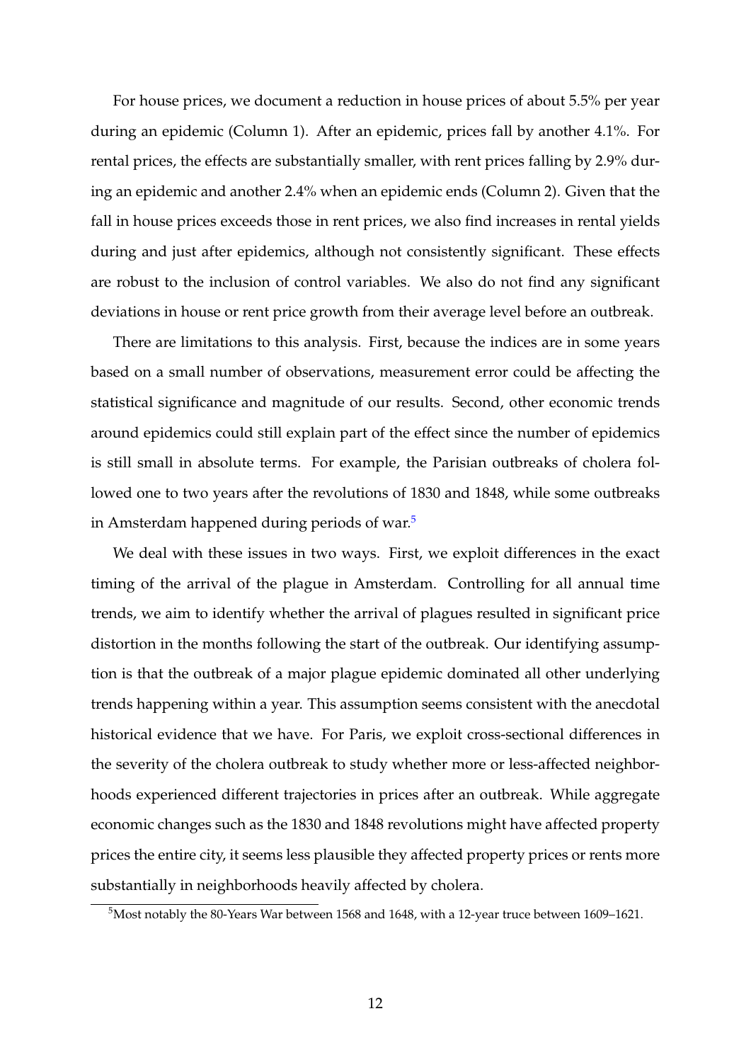For house prices, we document a reduction in house prices of about 5.5% per year during an epidemic (Column 1). After an epidemic, prices fall by another 4.1%. For rental prices, the effects are substantially smaller, with rent prices falling by 2.9% during an epidemic and another 2.4% when an epidemic ends (Column 2). Given that the fall in house prices exceeds those in rent prices, we also find increases in rental yields during and just after epidemics, although not consistently significant. These effects are robust to the inclusion of control variables. We also do not find any significant deviations in house or rent price growth from their average level before an outbreak.

There are limitations to this analysis. First, because the indices are in some years based on a small number of observations, measurement error could be affecting the statistical significance and magnitude of our results. Second, other economic trends around epidemics could still explain part of the effect since the number of epidemics is still small in absolute terms. For example, the Parisian outbreaks of cholera followed one to two years after the revolutions of 1830 and 1848, while some outbreaks in Amsterdam happened during periods of war.[5]

We deal with these issues in two ways. First, we exploit differences in the exact timing of the arrival of the plague in Amsterdam. Controlling for all annual time trends, we aim to identify whether the arrival of plagues resulted in significant price distortion in the months following the start of the outbreak. Our identifying assumption is that the outbreak of a major plague epidemic dominated all other underlying trends happening within a year. This assumption seems consistent with the anecdotal historical evidence that we have. For Paris, we exploit cross-sectional differences in the severity of the cholera outbreak to study whether more or less-affected neighborhoods experienced different trajectories in prices after an outbreak. While aggregate economic changes such as the 1830 and 1848 revolutions might have affected property prices the entire city, it seems less plausible they affected property prices or rents more substantially in neighborhoods heavily affected by cholera.

[5]Most notably the 80-Years War between 1568 and 1648, with a 12-year truce between 1609–1621.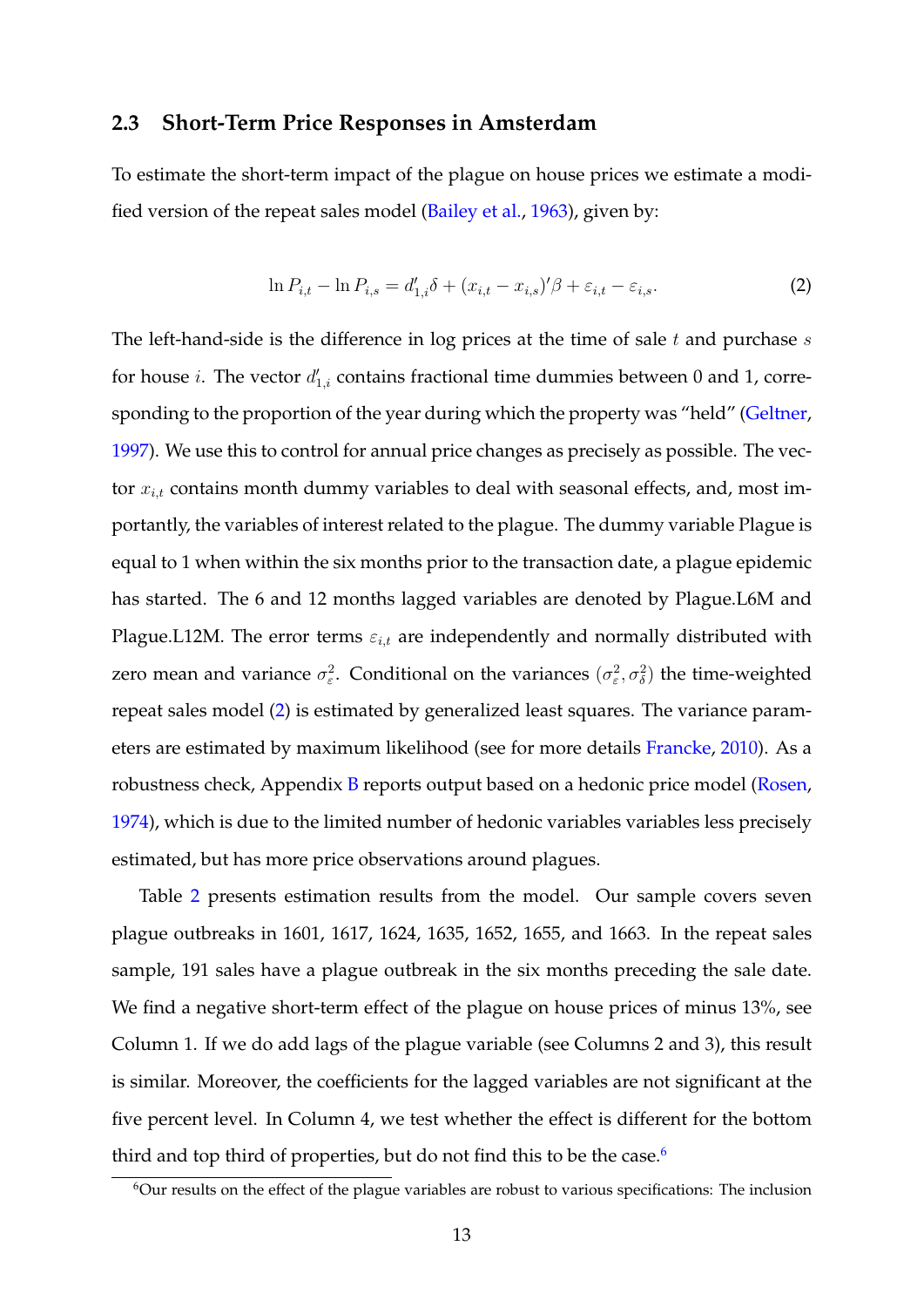### 2.3 Short-Term Price Responses in Amsterdam

To estimate the short-term impact of the plague on house prices we estimate a modified version of the repeat sales model (Bailey et al., 1963), given by:

$$\ln P_{i,t} - \ln P_{i,s} = d'_{1,i}\delta + (x_{i,t} - x_{i,s})'\beta + \varepsilon_{i,t} - \varepsilon_{i,s}. \tag{2}$$

The left-hand-side is the difference in log prices at the time of sale $t$ and purchase $s$ for house $i$. The vector $d'_{1,i}$ contains fractional time dummies between 0 and 1, corresponding to the proportion of the year during which the property was "held" (Geltner, 1997). We use this to control for annual price changes as precisely as possible. The vector $x_{i,t}$ contains month dummy variables to deal with seasonal effects, and, most importantly, the variables of interest related to the plague. The dummy variable Plague is equal to 1 when within the six months prior to the transaction date, a plague epidemic has started. The 6 and 12 months lagged variables are denoted by Plague.L6M and Plague.L12M. The error terms $\varepsilon_{i,t}$ are independently and normally distributed with zero mean and variance $\sigma_\varepsilon^2$. Conditional on the variances $(\sigma_\varepsilon^2, \sigma_\delta^2)$ the time-weighted repeat sales model (2) is estimated by generalized least squares. The variance parameters are estimated by maximum likelihood (see for more details Francke, 2010). As a robustness check, Appendix B reports output based on a hedonic price model (Rosen, 1974), which is due to the limited number of hedonic variables variables less precisely estimated, but has more price observations around plagues.

Table 2 presents estimation results from the model. Our sample covers seven plague outbreaks in 1601, 1617, 1624, 1635, 1652, 1655, and 1663. In the repeat sales sample, 191 sales have a plague outbreak in the six months preceding the sale date. We find a negative short-term effect of the plague on house prices of minus 13%, see Column 1. If we do add lags of the plague variable (see Columns 2 and 3), this result is similar. Moreover, the coefficients for the lagged variables are not significant at the five percent level. In Column 4, we test whether the effect is different for the bottom third and top third of properties, but do not find this to be the case.[6]

[6] Our results on the effect of the plague variables are robust to various specifications: The inclusion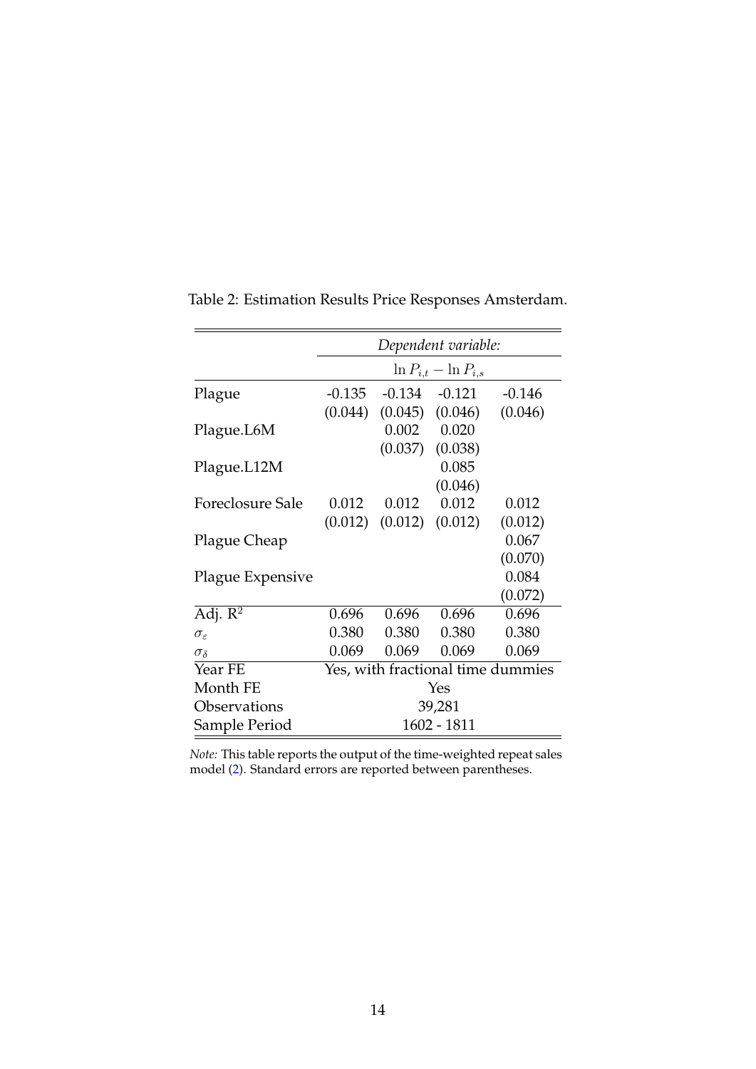Table 2: Estimation Results Price Responses Amsterdam.

| | *Dependent variable:* | | | |
|---|---|---|---|---|
| | $\ln P_{i,t} - \ln P_{i,s}$ | | | |
| Plague | -0.135 | -0.134 | -0.121 | -0.146 |
| | (0.044) | (0.045) | (0.046) | (0.046) |
| Plague.L6M | | 0.002 | 0.020 | |
| | | (0.037) | (0.038) | |
| Plague.L12M | | | 0.085 | |
| | | | (0.046) | |
| Foreclosure Sale | 0.012 | 0.012 | 0.012 | 0.012 |
| | (0.012) | (0.012) | (0.012) | (0.012) |
| Plague Cheap | | | | 0.067 |
| | | | | (0.070) |
| Plague Expensive | | | | 0.084 |
| | | | | (0.072) |
| Adj. $R^2$ | 0.696 | 0.696 | 0.696 | 0.696 |
| $\sigma_\varepsilon$ | 0.380 | 0.380 | 0.380 | 0.380 |
| $\sigma_\delta$ | 0.069 | 0.069 | 0.069 | 0.069 |
| Year FE | Yes, with fractional time dummies | | | |
| Month FE | Yes | | | |
| Observations | 39,281 | | | |
| Sample Period | 1602 - 1811 | | | |

*Note:* This table reports the output of the time-weighted repeat sales model (2). Standard errors are reported between parentheses.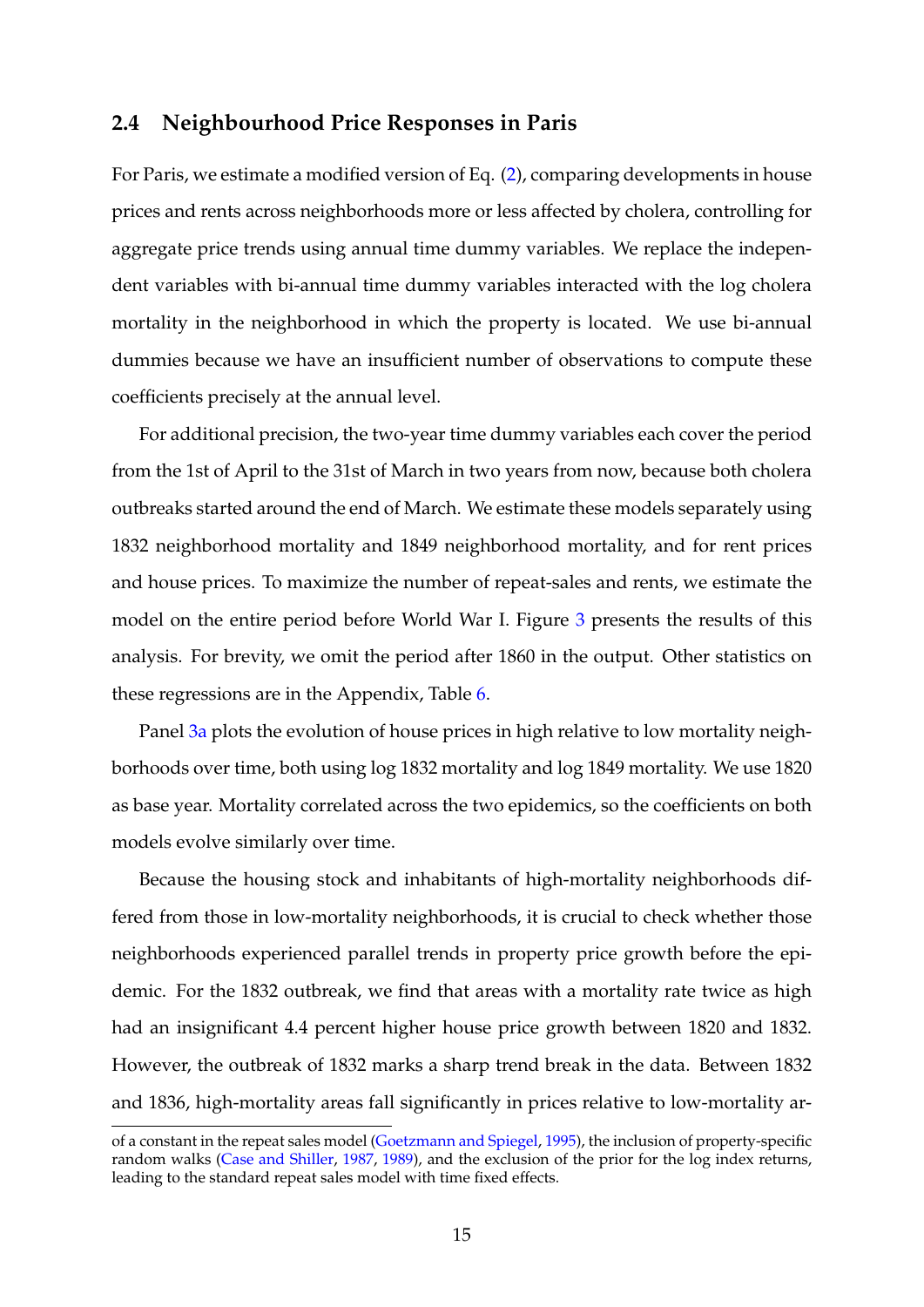## 2.4 Neighbourhood Price Responses in Paris

For Paris, we estimate a modified version of Eq. (2), comparing developments in house prices and rents across neighborhoods more or less affected by cholera, controlling for aggregate price trends using annual time dummy variables. We replace the independent variables with bi-annual time dummy variables interacted with the log cholera mortality in the neighborhood in which the property is located. We use bi-annual dummies because we have an insufficient number of observations to compute these coefficients precisely at the annual level.

For additional precision, the two-year time dummy variables each cover the period from the 1st of April to the 31st of March in two years from now, because both cholera outbreaks started around the end of March. We estimate these models separately using 1832 neighborhood mortality and 1849 neighborhood mortality, and for rent prices and house prices. To maximize the number of repeat-sales and rents, we estimate the model on the entire period before World War I. Figure 3 presents the results of this analysis. For brevity, we omit the period after 1860 in the output. Other statistics on these regressions are in the Appendix, Table 6.

Panel 3a plots the evolution of house prices in high relative to low mortality neighborhoods over time, both using log 1832 mortality and log 1849 mortality. We use 1820 as base year. Mortality correlated across the two epidemics, so the coefficients on both models evolve similarly over time.

Because the housing stock and inhabitants of high-mortality neighborhoods differed from those in low-mortality neighborhoods, it is crucial to check whether those neighborhoods experienced parallel trends in property price growth before the epidemic. For the 1832 outbreak, we find that areas with a mortality rate twice as high had an insignificant 4.4 percent higher house price growth between 1820 and 1832. However, the outbreak of 1832 marks a sharp trend break in the data. Between 1832 and 1836, high-mortality areas fall significantly in prices relative to low-mortality ar-

of a constant in the repeat sales model (Goetzmann and Spiegel, 1995), the inclusion of property-specific random walks (Case and Shiller, 1987, 1989), and the exclusion of the prior for the log index returns, leading to the standard repeat sales model with time fixed effects.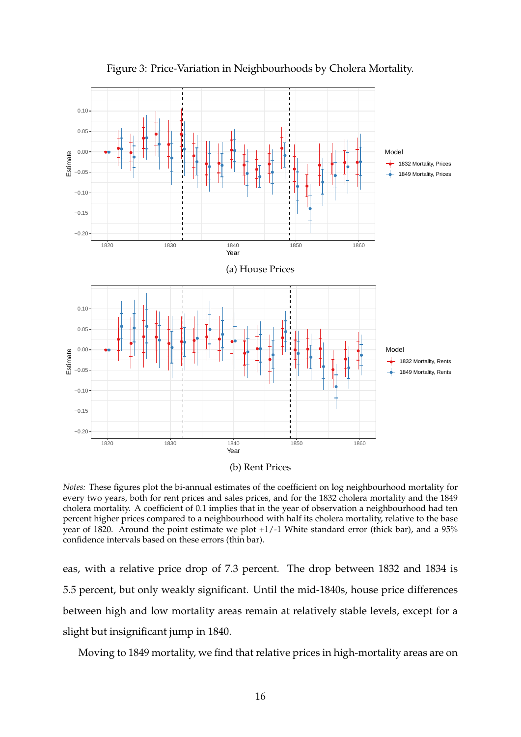Figure 3: Price-Variation in Neighbourhoods by Cholera Mortality.

(a) House Prices

(b) Rent Prices

*Notes:* These figures plot the bi-annual estimates of the coefficient on log neighbourhood mortality for every two years, both for rent prices and sales prices, and for the 1832 cholera mortality and the 1849 cholera mortality. A coefficient of 0.1 implies that in the year of observation a neighbourhood had ten percent higher prices compared to a neighbourhood with half its cholera mortality, relative to the base year of 1820. Around the point estimate we plot +1/-1 White standard error (thick bar), and a 95% confidence intervals based on these errors (thin bar).

eas, with a relative price drop of 7.3 percent. The drop between 1832 and 1834 is 5.5 percent, but only weakly significant. Until the mid-1840s, house price differences between high and low mortality areas remain at relatively stable levels, except for a slight but insignificant jump in 1840.

Moving to 1849 mortality, we find that relative prices in high-mortality areas are on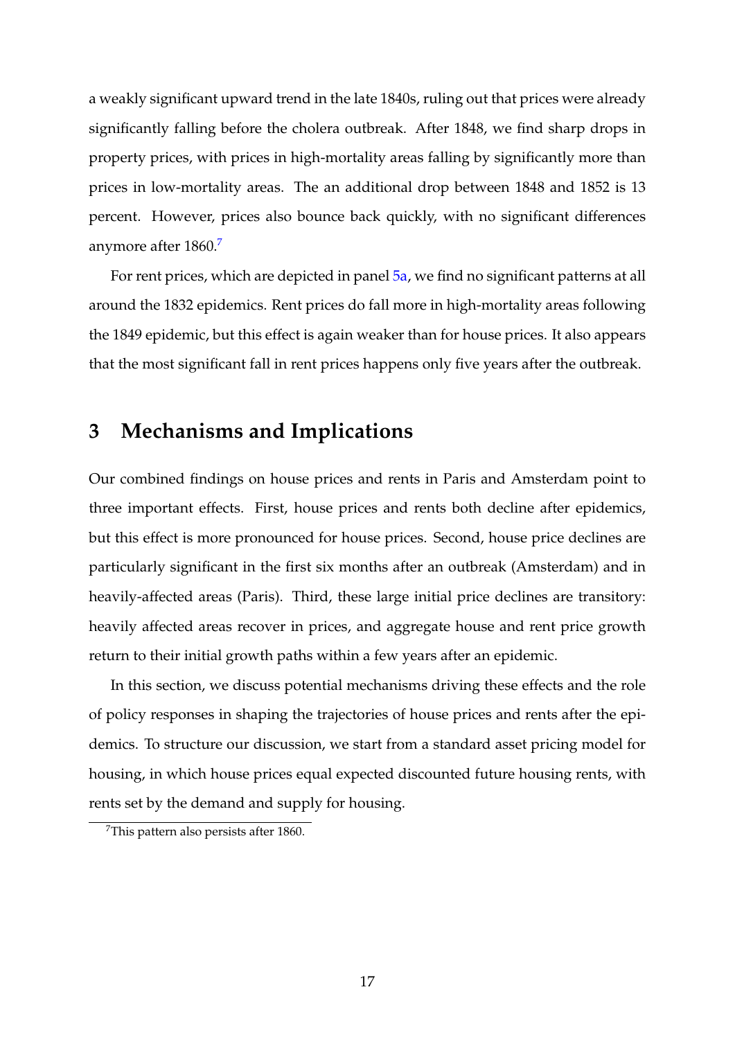a weakly significant upward trend in the late 1840s, ruling out that prices were already significantly falling before the cholera outbreak. After 1848, we find sharp drops in property prices, with prices in high-mortality areas falling by significantly more than prices in low-mortality areas. The an additional drop between 1848 and 1852 is 13 percent. However, prices also bounce back quickly, with no significant differences anymore after 1860.[7]

For rent prices, which are depicted in panel 5a, we find no significant patterns at all around the 1832 epidemics. Rent prices do fall more in high-mortality areas following the 1849 epidemic, but this effect is again weaker than for house prices. It also appears that the most significant fall in rent prices happens only five years after the outbreak.

# 3 Mechanisms and Implications

Our combined findings on house prices and rents in Paris and Amsterdam point to three important effects. First, house prices and rents both decline after epidemics, but this effect is more pronounced for house prices. Second, house price declines are particularly significant in the first six months after an outbreak (Amsterdam) and in heavily-affected areas (Paris). Third, these large initial price declines are transitory: heavily affected areas recover in prices, and aggregate house and rent price growth return to their initial growth paths within a few years after an epidemic.

In this section, we discuss potential mechanisms driving these effects and the role of policy responses in shaping the trajectories of house prices and rents after the epidemics. To structure our discussion, we start from a standard asset pricing model for housing, in which house prices equal expected discounted future housing rents, with rents set by the demand and supply for housing.

[7] This pattern also persists after 1860.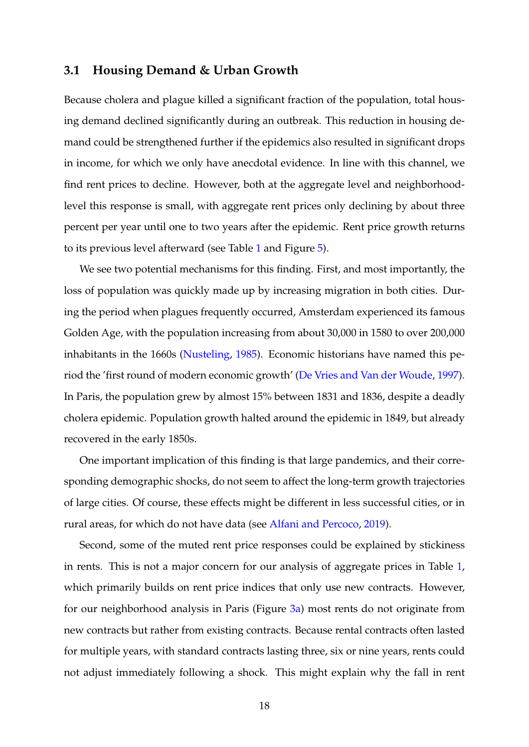### 3.1 Housing Demand & Urban Growth

Because cholera and plague killed a significant fraction of the population, total housing demand declined significantly during an outbreak. This reduction in housing demand could be strengthened further if the epidemics also resulted in significant drops in income, for which we only have anecdotal evidence. In line with this channel, we find rent prices to decline. However, both at the aggregate level and neighborhood-level this response is small, with aggregate rent prices only declining by about three percent per year until one to two years after the epidemic. Rent price growth returns to its previous level afterward (see Table 1 and Figure 5).

We see two potential mechanisms for this finding. First, and most importantly, the loss of population was quickly made up by increasing migration in both cities. During the period when plagues frequently occurred, Amsterdam experienced its famous Golden Age, with the population increasing from about 30,000 in 1580 to over 200,000 inhabitants in the 1660s (Nusteling, 1985). Economic historians have named this period the 'first round of modern economic growth' (De Vries and Van der Woude, 1997). In Paris, the population grew by almost 15% between 1831 and 1836, despite a deadly cholera epidemic. Population growth halted around the epidemic in 1849, but already recovered in the early 1850s.

One important implication of this finding is that large pandemics, and their corresponding demographic shocks, do not seem to affect the long-term growth trajectories of large cities. Of course, these effects might be different in less successful cities, or in rural areas, for which do not have data (see Alfani and Percoco, 2019).

Second, some of the muted rent price responses could be explained by stickiness in rents. This is not a major concern for our analysis of aggregate prices in Table 1, which primarily builds on rent price indices that only use new contracts. However, for our neighborhood analysis in Paris (Figure 3a) most rents do not originate from new contracts but rather from existing contracts. Because rental contracts often lasted for multiple years, with standard contracts lasting three, six or nine years, rents could not adjust immediately following a shock. This might explain why the fall in rent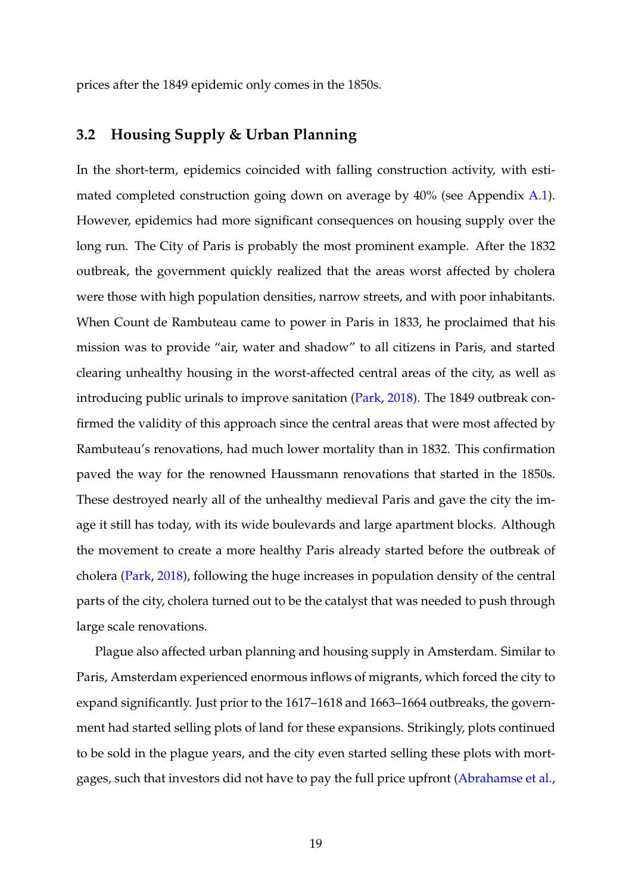prices after the 1849 epidemic only comes in the 1850s.

### 3.2 Housing Supply & Urban Planning

In the short-term, epidemics coincided with falling construction activity, with estimated completed construction going down on average by 40% (see Appendix A.1). However, epidemics had more significant consequences on housing supply over the long run. The City of Paris is probably the most prominent example. After the 1832 outbreak, the government quickly realized that the areas worst affected by cholera were those with high population densities, narrow streets, and with poor inhabitants. When Count de Rambuteau came to power in Paris in 1833, he proclaimed that his mission was to provide "air, water and shadow" to all citizens in Paris, and started clearing unhealthy housing in the worst-affected central areas of the city, as well as introducing public urinals to improve sanitation (Park, 2018). The 1849 outbreak confirmed the validity of this approach since the central areas that were most affected by Rambuteau's renovations, had much lower mortality than in 1832. This confirmation paved the way for the renowned Haussmann renovations that started in the 1850s. These destroyed nearly all of the unhealthy medieval Paris and gave the city the image it still has today, with its wide boulevards and large apartment blocks. Although the movement to create a more healthy Paris already started before the outbreak of cholera (Park, 2018), following the huge increases in population density of the central parts of the city, cholera turned out to be the catalyst that was needed to push through large scale renovations.

Plague also affected urban planning and housing supply in Amsterdam. Similar to Paris, Amsterdam experienced enormous inflows of migrants, which forced the city to expand significantly. Just prior to the 1617–1618 and 1663–1664 outbreaks, the government had started selling plots of land for these expansions. Strikingly, plots continued to be sold in the plague years, and the city even started selling these plots with mortgages, such that investors did not have to pay the full price upfront (Abrahamse et al.,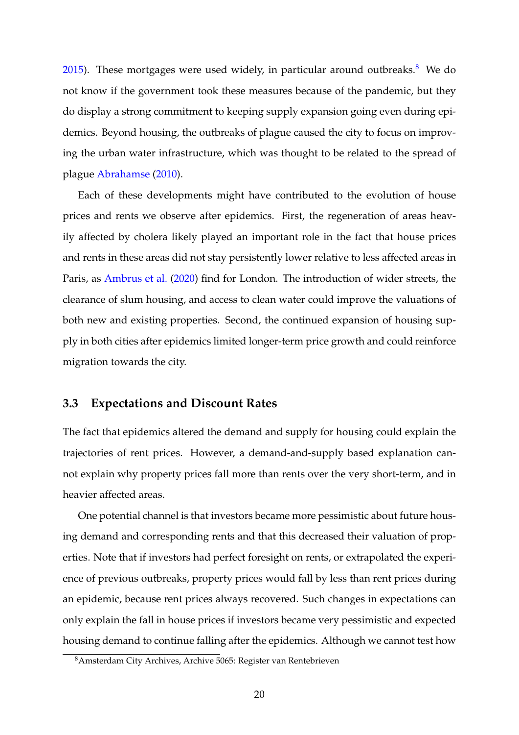2015). These mortgages were used widely, in particular around outbreaks.[8] We do not know if the government took these measures because of the pandemic, but they do display a strong commitment to keeping supply expansion going even during epidemics. Beyond housing, the outbreaks of plague caused the city to focus on improving the urban water infrastructure, which was thought to be related to the spread of plague Abrahamse (2010).

Each of these developments might have contributed to the evolution of house prices and rents we observe after epidemics. First, the regeneration of areas heavily affected by cholera likely played an important role in the fact that house prices and rents in these areas did not stay persistently lower relative to less affected areas in Paris, as Ambrus et al. (2020) find for London. The introduction of wider streets, the clearance of slum housing, and access to clean water could improve the valuations of both new and existing properties. Second, the continued expansion of housing supply in both cities after epidemics limited longer-term price growth and could reinforce migration towards the city.

## 3.3 Expectations and Discount Rates

The fact that epidemics altered the demand and supply for housing could explain the trajectories of rent prices. However, a demand-and-supply based explanation cannot explain why property prices fall more than rents over the very short-term, and in heavier affected areas.

One potential channel is that investors became more pessimistic about future housing demand and corresponding rents and that this decreased their valuation of properties. Note that if investors had perfect foresight on rents, or extrapolated the experience of previous outbreaks, property prices would fall by less than rent prices during an epidemic, because rent prices always recovered. Such changes in expectations can only explain the fall in house prices if investors became very pessimistic and expected housing demand to continue falling after the epidemics. Although we cannot test how

[8] Amsterdam City Archives, Archive 5065: Register van Rentebrieven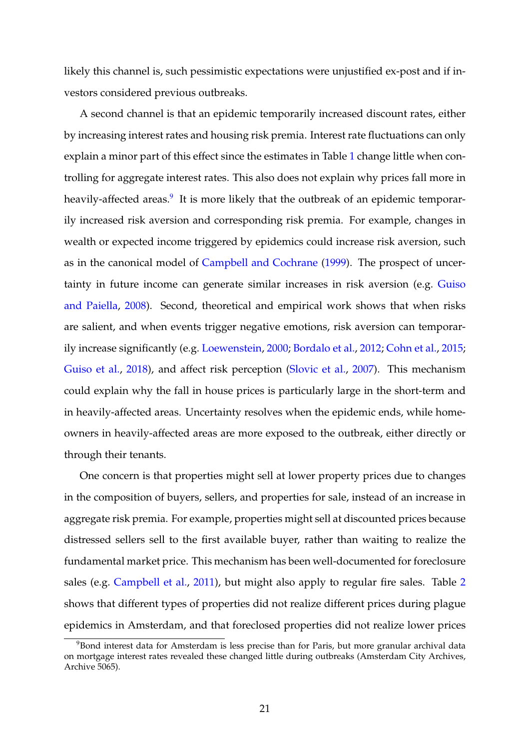likely this channel is, such pessimistic expectations were unjustified ex-post and if investors considered previous outbreaks.

A second channel is that an epidemic temporarily increased discount rates, either by increasing interest rates and housing risk premia. Interest rate fluctuations can only explain a minor part of this effect since the estimates in Table 1 change little when controlling for aggregate interest rates. This also does not explain why prices fall more in heavily-affected areas.[9] It is more likely that the outbreak of an epidemic temporarily increased risk aversion and corresponding risk premia. For example, changes in wealth or expected income triggered by epidemics could increase risk aversion, such as in the canonical model of Campbell and Cochrane (1999). The prospect of uncertainty in future income can generate similar increases in risk aversion (e.g. Guiso and Paiella, 2008). Second, theoretical and empirical work shows that when risks are salient, and when events trigger negative emotions, risk aversion can temporarily increase significantly (e.g. Loewenstein, 2000; Bordalo et al., 2012; Cohn et al., 2015; Guiso et al., 2018), and affect risk perception (Slovic et al., 2007). This mechanism could explain why the fall in house prices is particularly large in the short-term and in heavily-affected areas. Uncertainty resolves when the epidemic ends, while homeowners in heavily-affected areas are more exposed to the outbreak, either directly or through their tenants.

One concern is that properties might sell at lower property prices due to changes in the composition of buyers, sellers, and properties for sale, instead of an increase in aggregate risk premia. For example, properties might sell at discounted prices because distressed sellers sell to the first available buyer, rather than waiting to realize the fundamental market price. This mechanism has been well-documented for foreclosure sales (e.g. Campbell et al., 2011), but might also apply to regular fire sales. Table 2 shows that different types of properties did not realize different prices during plague epidemics in Amsterdam, and that foreclosed properties did not realize lower prices

[9] Bond interest data for Amsterdam is less precise than for Paris, but more granular archival data on mortgage interest rates revealed these changed little during outbreaks (Amsterdam City Archives, Archive 5065).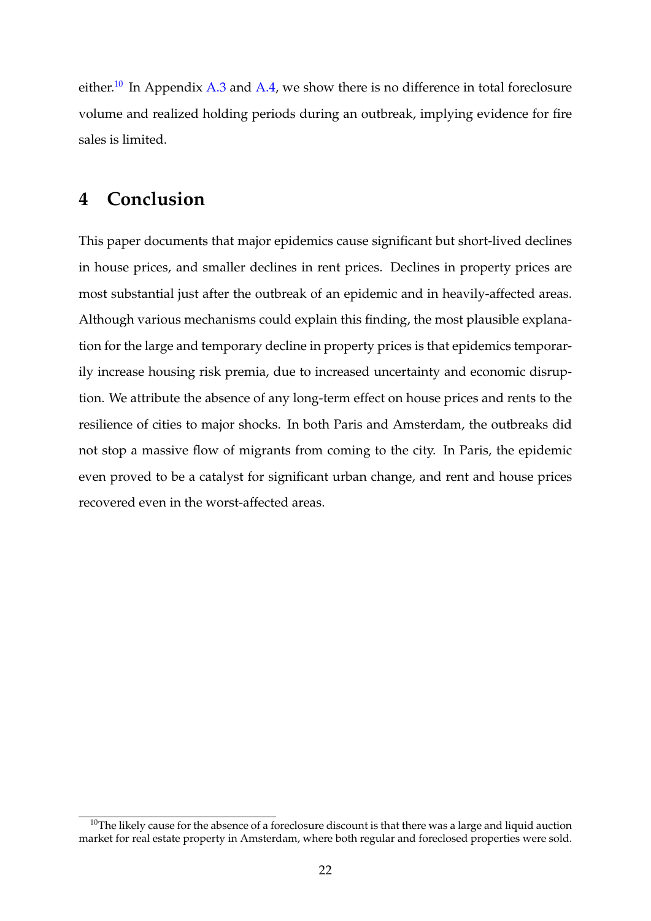either.[10] In Appendix A.3 and A.4, we show there is no difference in total foreclosure volume and realized holding periods during an outbreak, implying evidence for fire sales is limited.

## 4 Conclusion

This paper documents that major epidemics cause significant but short-lived declines in house prices, and smaller declines in rent prices. Declines in property prices are most substantial just after the outbreak of an epidemic and in heavily-affected areas. Although various mechanisms could explain this finding, the most plausible explanation for the large and temporary decline in property prices is that epidemics temporarily increase housing risk premia, due to increased uncertainty and economic disruption. We attribute the absence of any long-term effect on house prices and rents to the resilience of cities to major shocks. In both Paris and Amsterdam, the outbreaks did not stop a massive flow of migrants from coming to the city. In Paris, the epidemic even proved to be a catalyst for significant urban change, and rent and house prices recovered even in the worst-affected areas.

[10] The likely cause for the absence of a foreclosure discount is that there was a large and liquid auction market for real estate property in Amsterdam, where both regular and foreclosed properties were sold.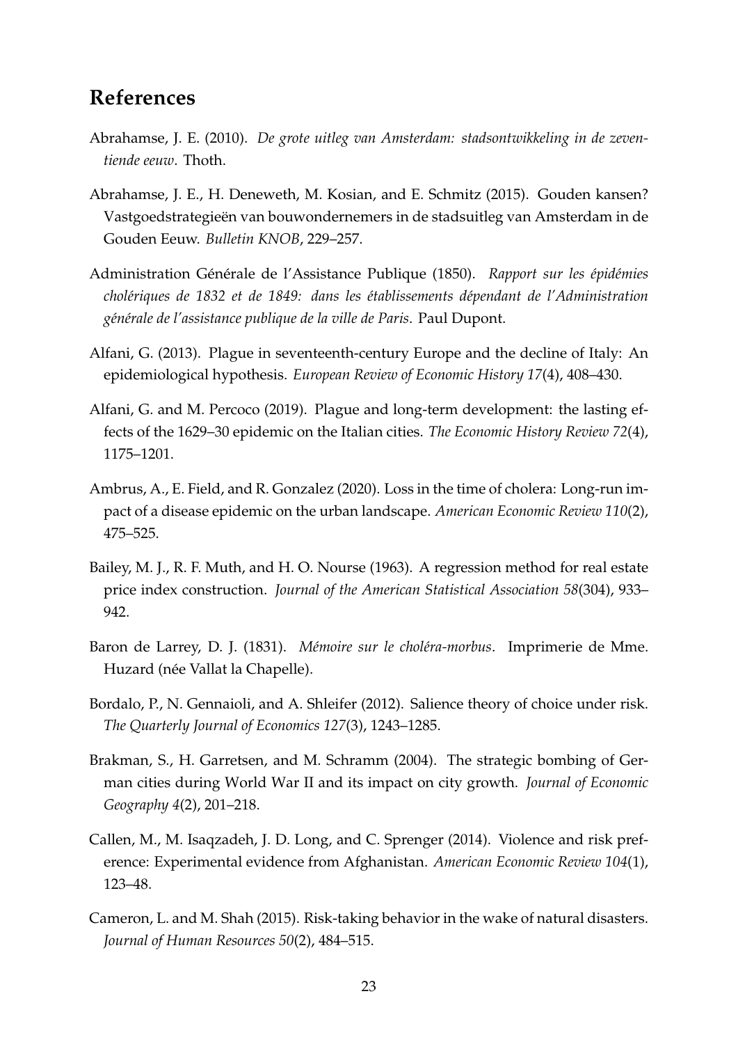## References

Abrahamse, J. E. (2010). *De grote uitleg van Amsterdam: stadsontwikkeling in de zeventiende eeuw*. Thoth.

Abrahamse, J. E., H. Deneweth, M. Kosian, and E. Schmitz (2015). Gouden kansen? Vastgoedstrategieën van bouwondernemers in de stadsuitleg van Amsterdam in de Gouden Eeuw. *Bulletin KNOB*, 229–257.

Administration Générale de l'Assistance Publique (1850). *Rapport sur les épidémies cholériques de 1832 et de 1849: dans les établissements dépendant de l'Administration générale de l'assistance publique de la ville de Paris*. Paul Dupont.

Alfani, G. (2013). Plague in seventeenth-century Europe and the decline of Italy: An epidemiological hypothesis. *European Review of Economic History 17*(4), 408–430.

Alfani, G. and M. Percoco (2019). Plague and long-term development: the lasting effects of the 1629–30 epidemic on the Italian cities. *The Economic History Review 72*(4), 1175–1201.

Ambrus, A., E. Field, and R. Gonzalez (2020). Loss in the time of cholera: Long-run impact of a disease epidemic on the urban landscape. *American Economic Review 110*(2), 475–525.

Bailey, M. J., R. F. Muth, and H. O. Nourse (1963). A regression method for real estate price index construction. *Journal of the American Statistical Association 58*(304), 933–942.

Baron de Larrey, D. J. (1831). *Mémoire sur le choléra-morbus*. Imprimerie de Mme. Huzard (née Vallat la Chapelle).

Bordalo, P., N. Gennaioli, and A. Shleifer (2012). Salience theory of choice under risk. *The Quarterly Journal of Economics 127*(3), 1243–1285.

Brakman, S., H. Garretsen, and M. Schramm (2004). The strategic bombing of German cities during World War II and its impact on city growth. *Journal of Economic Geography 4*(2), 201–218.

Callen, M., M. Isaqzadeh, J. D. Long, and C. Sprenger (2014). Violence and risk preference: Experimental evidence from Afghanistan. *American Economic Review 104*(1), 123–48.

Cameron, L. and M. Shah (2015). Risk-taking behavior in the wake of natural disasters. *Journal of Human Resources 50*(2), 484–515.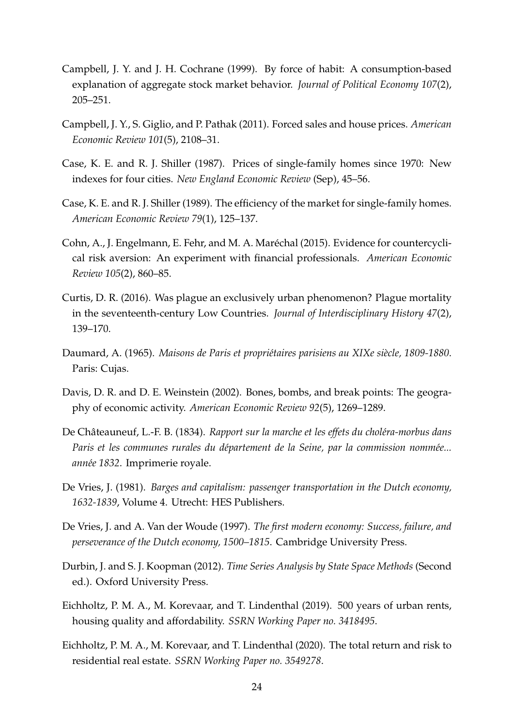Campbell, J. Y. and J. H. Cochrane (1999). By force of habit: A consumption-based explanation of aggregate stock market behavior. *Journal of Political Economy 107*(2), 205–251.

Campbell, J. Y., S. Giglio, and P. Pathak (2011). Forced sales and house prices. *American Economic Review 101*(5), 2108–31.

Case, K. E. and R. J. Shiller (1987). Prices of single-family homes since 1970: New indexes for four cities. *New England Economic Review* (Sep), 45–56.

Case, K. E. and R. J. Shiller (1989). The efficiency of the market for single-family homes. *American Economic Review 79*(1), 125–137.

Cohn, A., J. Engelmann, E. Fehr, and M. A. Maréchal (2015). Evidence for countercyclical risk aversion: An experiment with financial professionals. *American Economic Review 105*(2), 860–85.

Curtis, D. R. (2016). Was plague an exclusively urban phenomenon? Plague mortality in the seventeenth-century Low Countries. *Journal of Interdisciplinary History 47*(2), 139–170.

Daumard, A. (1965). *Maisons de Paris et propriétaires parisiens au XIXe siècle, 1809-1880*. Paris: Cujas.

Davis, D. R. and D. E. Weinstein (2002). Bones, bombs, and break points: The geography of economic activity. *American Economic Review 92*(5), 1269–1289.

De Châteauneuf, L.-F. B. (1834). *Rapport sur la marche et les effets du choléra-morbus dans Paris et les communes rurales du département de la Seine, par la commission nommée... année 1832*. Imprimerie royale.

De Vries, J. (1981). *Barges and capitalism: passenger transportation in the Dutch economy, 1632-1839*, Volume 4. Utrecht: HES Publishers.

De Vries, J. and A. Van der Woude (1997). *The first modern economy: Success, failure, and perseverance of the Dutch economy, 1500–1815*. Cambridge University Press.

Durbin, J. and S. J. Koopman (2012). *Time Series Analysis by State Space Methods* (Second ed.). Oxford University Press.

Eichholtz, P. M. A., M. Korevaar, and T. Lindenthal (2019). 500 years of urban rents, housing quality and affordability. *SSRN Working Paper no. 3418495*.

Eichholtz, P. M. A., M. Korevaar, and T. Lindenthal (2020). The total return and risk to residential real estate. *SSRN Working Paper no. 3549278*.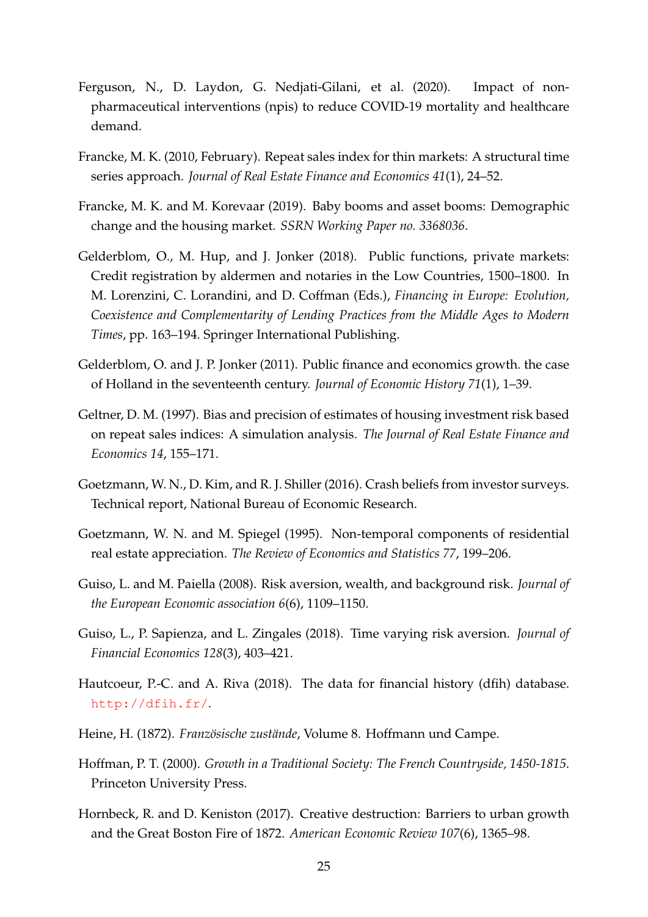Ferguson, N., D. Laydon, G. Nedjati-Gilani, et al. (2020). Impact of non-pharmaceutical interventions (npis) to reduce COVID-19 mortality and healthcare demand.

Francke, M. K. (2010, February). Repeat sales index for thin markets: A structural time series approach. *Journal of Real Estate Finance and Economics 41*(1), 24–52.

Francke, M. K. and M. Korevaar (2019). Baby booms and asset booms: Demographic change and the housing market. *SSRN Working Paper no. 3368036*.

Gelderblom, O., M. Hup, and J. Jonker (2018). Public functions, private markets: Credit registration by aldermen and notaries in the Low Countries, 1500–1800. In M. Lorenzini, C. Lorandini, and D. Coffman (Eds.), *Financing in Europe: Evolution, Coexistence and Complementarity of Lending Practices from the Middle Ages to Modern Times*, pp. 163–194. Springer International Publishing.

Gelderblom, O. and J. P. Jonker (2011). Public finance and economics growth. the case of Holland in the seventeenth century. *Journal of Economic History 71*(1), 1–39.

Geltner, D. M. (1997). Bias and precision of estimates of housing investment risk based on repeat sales indices: A simulation analysis. *The Journal of Real Estate Finance and Economics 14*, 155–171.

Goetzmann, W. N., D. Kim, and R. J. Shiller (2016). Crash beliefs from investor surveys. Technical report, National Bureau of Economic Research.

Goetzmann, W. N. and M. Spiegel (1995). Non-temporal components of residential real estate appreciation. *The Review of Economics and Statistics 77*, 199–206.

Guiso, L. and M. Paiella (2008). Risk aversion, wealth, and background risk. *Journal of the European Economic association 6*(6), 1109–1150.

Guiso, L., P. Sapienza, and L. Zingales (2018). Time varying risk aversion. *Journal of Financial Economics 128*(3), 403–421.

Hautcoeur, P.-C. and A. Riva (2018). The data for financial history (dfih) database. http://dfih.fr/.

Heine, H. (1872). *Französische zustände*, Volume 8. Hoffmann und Campe.

Hoffman, P. T. (2000). *Growth in a Traditional Society: The French Countryside, 1450-1815*. Princeton University Press.

Hornbeck, R. and D. Keniston (2017). Creative destruction: Barriers to urban growth and the Great Boston Fire of 1872. *American Economic Review 107*(6), 1365–98.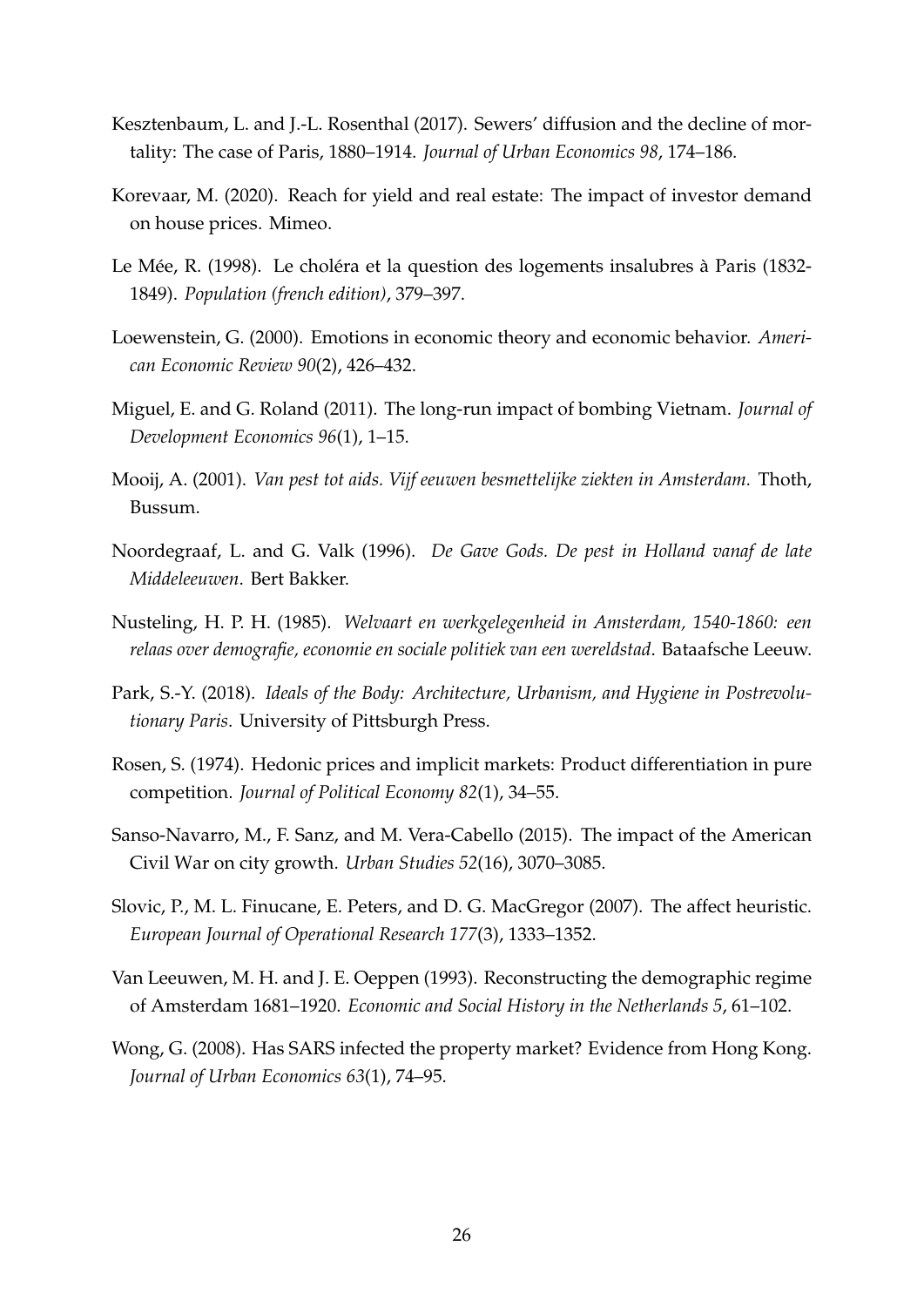Kesztenbaum, L. and J.-L. Rosenthal (2017). Sewers' diffusion and the decline of mortality: The case of Paris, 1880–1914. *Journal of Urban Economics 98*, 174–186.

Korevaar, M. (2020). Reach for yield and real estate: The impact of investor demand on house prices. Mimeo.

Le Mée, R. (1998). Le choléra et la question des logements insalubres à Paris (1832-1849). *Population (french edition)*, 379–397.

Loewenstein, G. (2000). Emotions in economic theory and economic behavior. *American Economic Review 90*(2), 426–432.

Miguel, E. and G. Roland (2011). The long-run impact of bombing Vietnam. *Journal of Development Economics 96*(1), 1–15.

Mooij, A. (2001). *Van pest tot aids. Vijf eeuwen besmettelijke ziekten in Amsterdam.* Thoth, Bussum.

Noordegraaf, L. and G. Valk (1996). *De Gave Gods. De pest in Holland vanaf de late Middeleeuwen*. Bert Bakker.

Nusteling, H. P. H. (1985). *Welvaart en werkgelegenheid in Amsterdam, 1540-1860: een relaas over demografie, economie en sociale politiek van een wereldstad*. Bataafsche Leeuw.

Park, S.-Y. (2018). *Ideals of the Body: Architecture, Urbanism, and Hygiene in Postrevolutionary Paris*. University of Pittsburgh Press.

Rosen, S. (1974). Hedonic prices and implicit markets: Product differentiation in pure competition. *Journal of Political Economy 82*(1), 34–55.

Sanso-Navarro, M., F. Sanz, and M. Vera-Cabello (2015). The impact of the American Civil War on city growth. *Urban Studies 52*(16), 3070–3085.

Slovic, P., M. L. Finucane, E. Peters, and D. G. MacGregor (2007). The affect heuristic. *European Journal of Operational Research 177*(3), 1333–1352.

Van Leeuwen, M. H. and J. E. Oeppen (1993). Reconstructing the demographic regime of Amsterdam 1681–1920. *Economic and Social History in the Netherlands 5*, 61–102.

Wong, G. (2008). Has SARS infected the property market? Evidence from Hong Kong. *Journal of Urban Economics 63*(1), 74–95.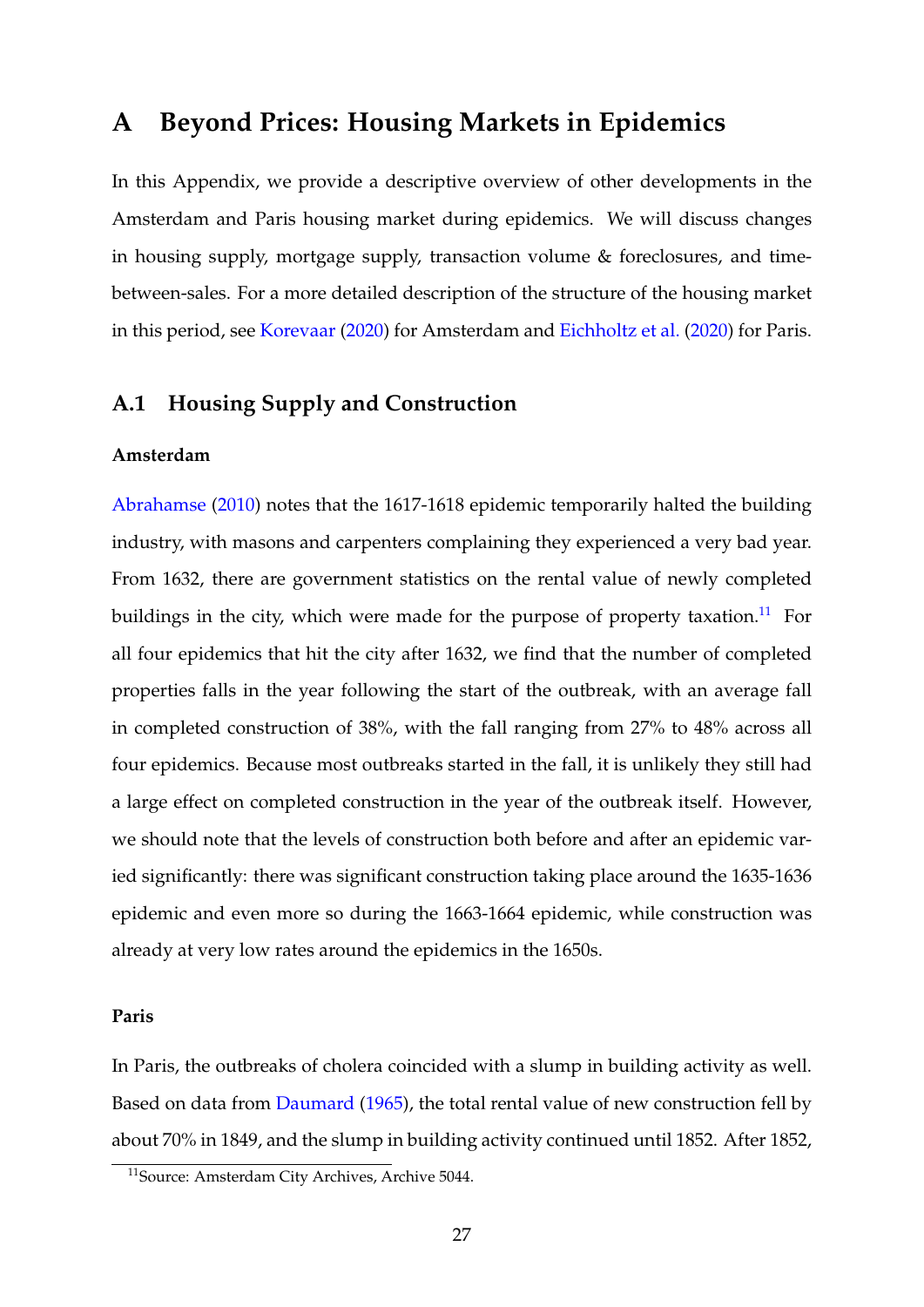# A Beyond Prices: Housing Markets in Epidemics

In this Appendix, we provide a descriptive overview of other developments in the Amsterdam and Paris housing market during epidemics. We will discuss changes in housing supply, mortgage supply, transaction volume & foreclosures, and time-between-sales. For a more detailed description of the structure of the housing market in this period, see Korevaar (2020) for Amsterdam and Eichholtz et al. (2020) for Paris.

## A.1 Housing Supply and Construction

**Amsterdam**

Abrahamse (2010) notes that the 1617-1618 epidemic temporarily halted the building industry, with masons and carpenters complaining they experienced a very bad year. From 1632, there are government statistics on the rental value of newly completed buildings in the city, which were made for the purpose of property taxation.[11] For all four epidemics that hit the city after 1632, we find that the number of completed properties falls in the year following the start of the outbreak, with an average fall in completed construction of 38%, with the fall ranging from 27% to 48% across all four epidemics. Because most outbreaks started in the fall, it is unlikely they still had a large effect on completed construction in the year of the outbreak itself. However, we should note that the levels of construction both before and after an epidemic varied significantly: there was significant construction taking place around the 1635-1636 epidemic and even more so during the 1663-1664 epidemic, while construction was already at very low rates around the epidemics in the 1650s.

**Paris**

In Paris, the outbreaks of cholera coincided with a slump in building activity as well. Based on data from Daumard (1965), the total rental value of new construction fell by about 70% in 1849, and the slump in building activity continued until 1852. After 1852,

[11] Source: Amsterdam City Archives, Archive 5044.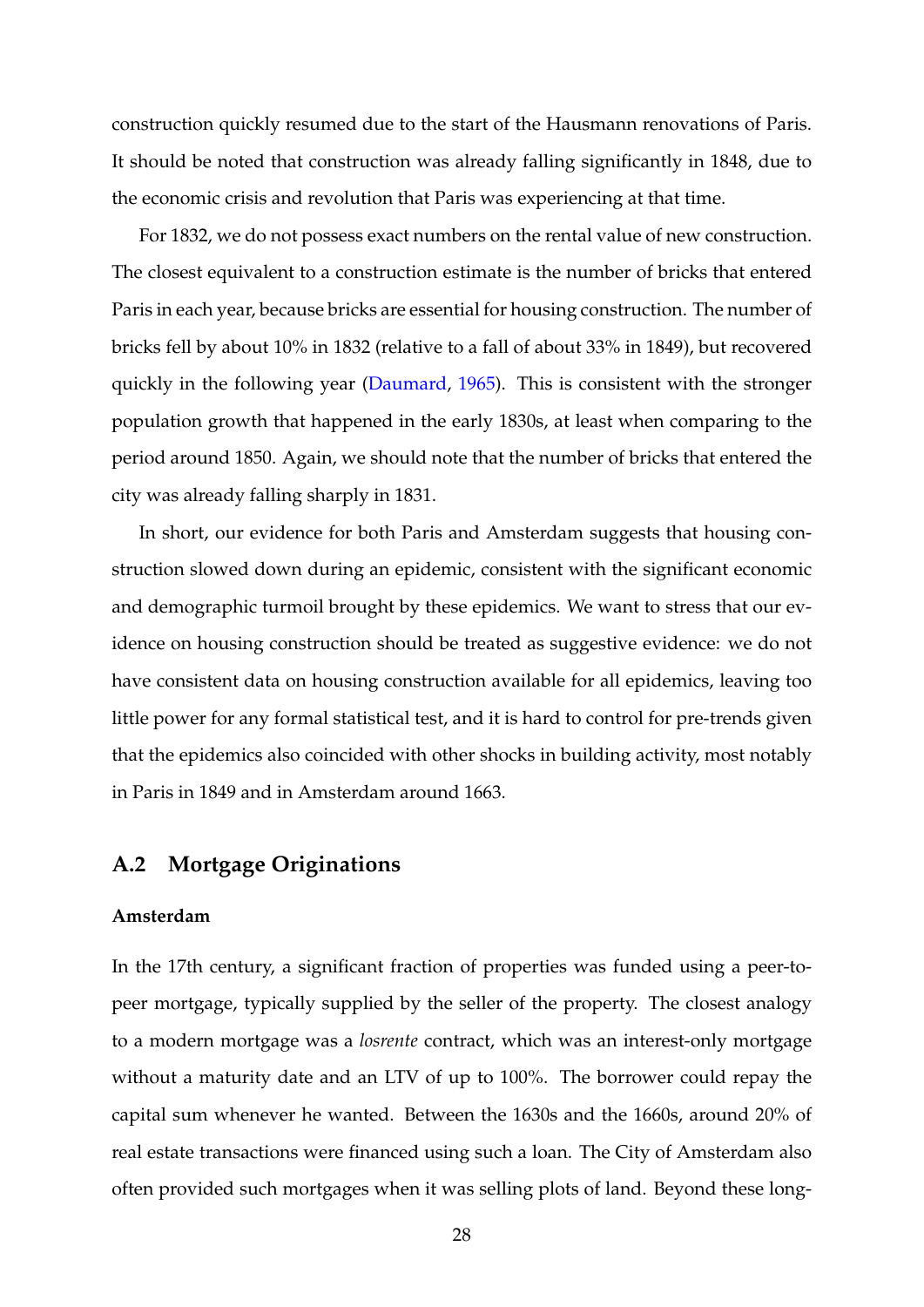construction quickly resumed due to the start of the Hausmann renovations of Paris. It should be noted that construction was already falling significantly in 1848, due to the economic crisis and revolution that Paris was experiencing at that time.

For 1832, we do not possess exact numbers on the rental value of new construction. The closest equivalent to a construction estimate is the number of bricks that entered Paris in each year, because bricks are essential for housing construction. The number of bricks fell by about 10% in 1832 (relative to a fall of about 33% in 1849), but recovered quickly in the following year (Daumard, 1965). This is consistent with the stronger population growth that happened in the early 1830s, at least when comparing to the period around 1850. Again, we should note that the number of bricks that entered the city was already falling sharply in 1831.

In short, our evidence for both Paris and Amsterdam suggests that housing construction slowed down during an epidemic, consistent with the significant economic and demographic turmoil brought by these epidemics. We want to stress that our evidence on housing construction should be treated as suggestive evidence: we do not have consistent data on housing construction available for all epidemics, leaving too little power for any formal statistical test, and it is hard to control for pre-trends given that the epidemics also coincided with other shocks in building activity, most notably in Paris in 1849 and in Amsterdam around 1663.

## A.2 Mortgage Originations

**Amsterdam**

In the 17th century, a significant fraction of properties was funded using a peer-to-peer mortgage, typically supplied by the seller of the property. The closest analogy to a modern mortgage was a *losrente* contract, which was an interest-only mortgage without a maturity date and an LTV of up to 100%. The borrower could repay the capital sum whenever he wanted. Between the 1630s and the 1660s, around 20% of real estate transactions were financed using such a loan. The City of Amsterdam also often provided such mortgages when it was selling plots of land. Beyond these long-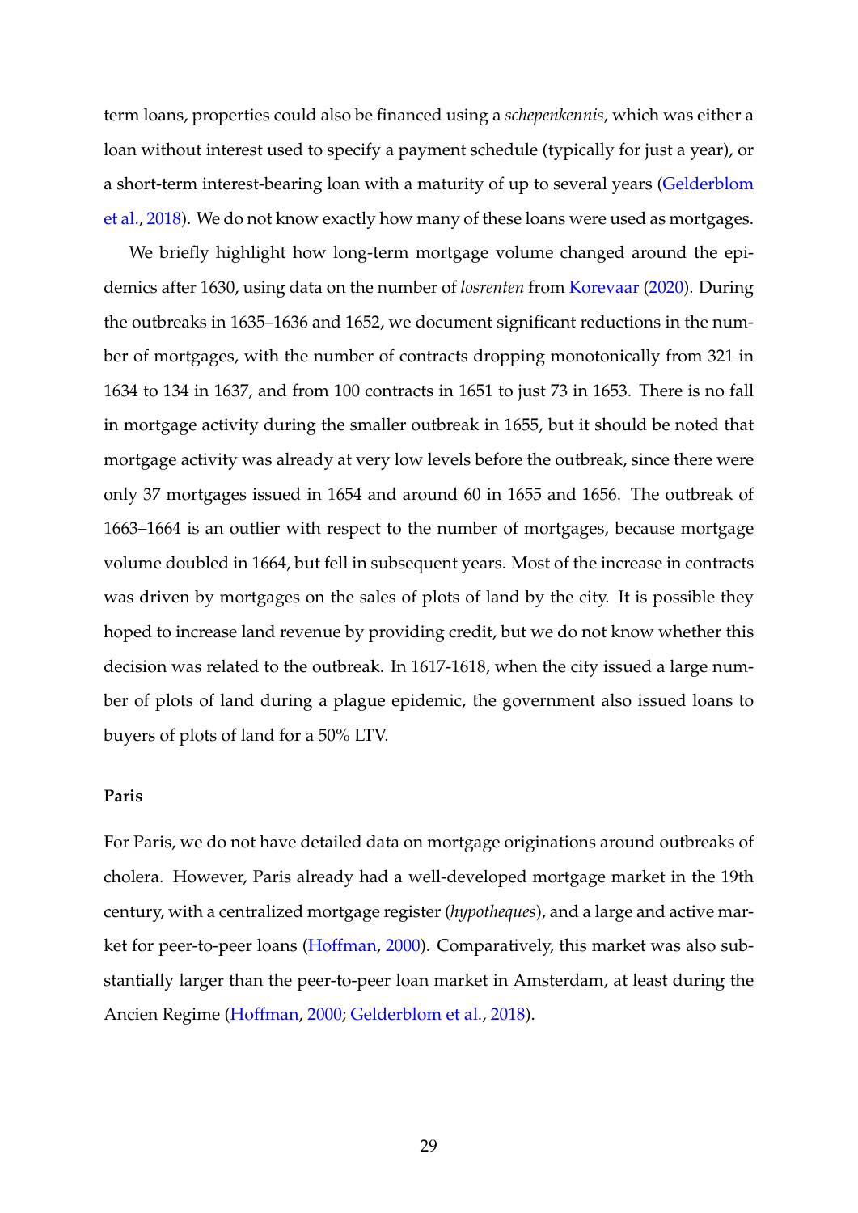term loans, properties could also be financed using a *schepenkennis*, which was either a loan without interest used to specify a payment schedule (typically for just a year), or a short-term interest-bearing loan with a maturity of up to several years (Gelderblom et al., 2018). We do not know exactly how many of these loans were used as mortgages.

We briefly highlight how long-term mortgage volume changed around the epidemics after 1630, using data on the number of *losrenten* from Korevaar (2020). During the outbreaks in 1635–1636 and 1652, we document significant reductions in the number of mortgages, with the number of contracts dropping monotonically from 321 in 1634 to 134 in 1637, and from 100 contracts in 1651 to just 73 in 1653. There is no fall in mortgage activity during the smaller outbreak in 1655, but it should be noted that mortgage activity was already at very low levels before the outbreak, since there were only 37 mortgages issued in 1654 and around 60 in 1655 and 1656. The outbreak of 1663–1664 is an outlier with respect to the number of mortgages, because mortgage volume doubled in 1664, but fell in subsequent years. Most of the increase in contracts was driven by mortgages on the sales of plots of land by the city. It is possible they hoped to increase land revenue by providing credit, but we do not know whether this decision was related to the outbreak. In 1617-1618, when the city issued a large number of plots of land during a plague epidemic, the government also issued loans to buyers of plots of land for a 50% LTV.

**Paris**

For Paris, we do not have detailed data on mortgage originations around outbreaks of cholera. However, Paris already had a well-developed mortgage market in the 19th century, with a centralized mortgage register (*hypotheques*), and a large and active market for peer-to-peer loans (Hoffman, 2000). Comparatively, this market was also substantially larger than the peer-to-peer loan market in Amsterdam, at least during the Ancien Regime (Hoffman, 2000; Gelderblom et al., 2018).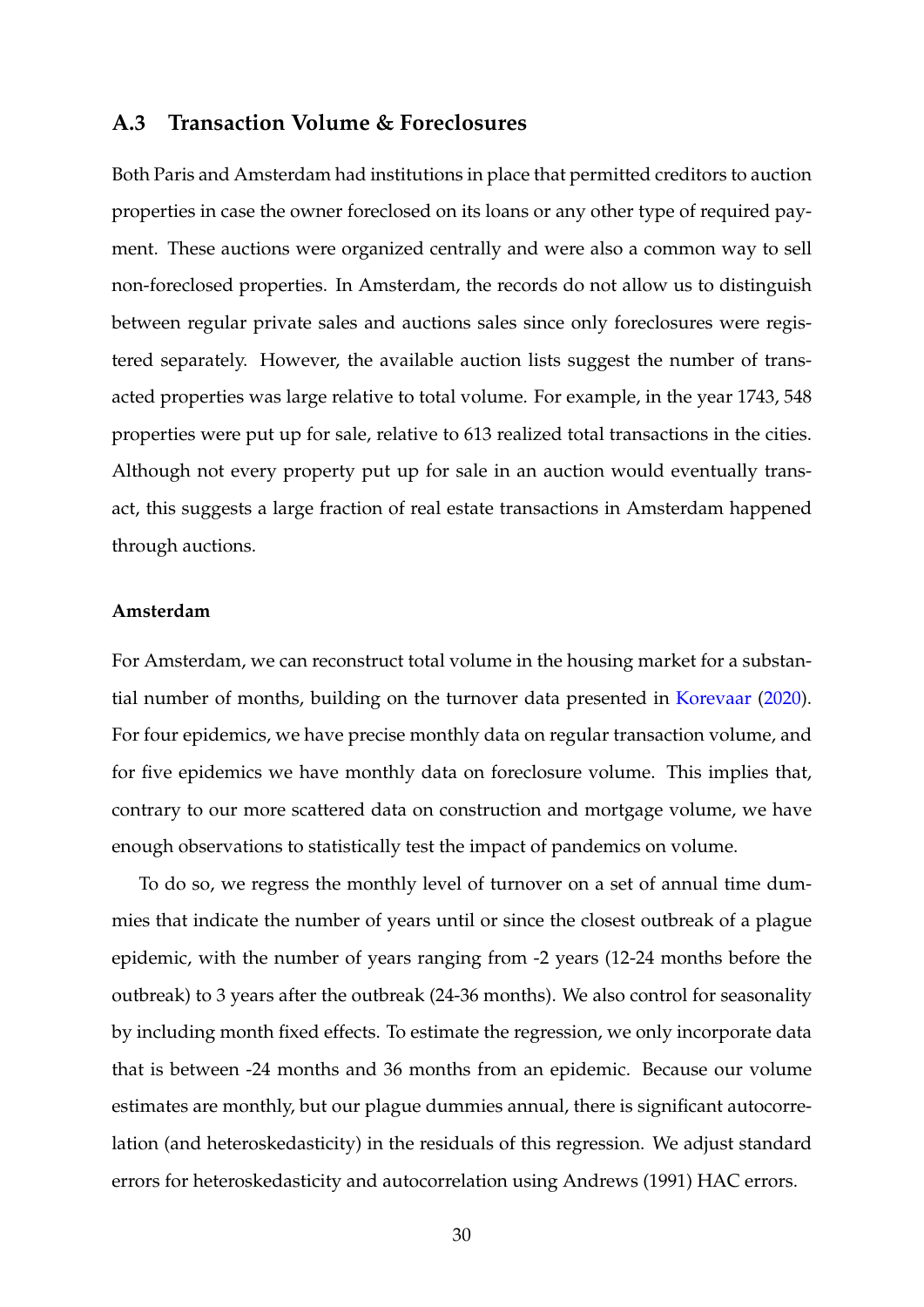## A.3 Transaction Volume & Foreclosures

Both Paris and Amsterdam had institutions in place that permitted creditors to auction properties in case the owner foreclosed on its loans or any other type of required payment. These auctions were organized centrally and were also a common way to sell non-foreclosed properties. In Amsterdam, the records do not allow us to distinguish between regular private sales and auctions sales since only foreclosures were registered separately. However, the available auction lists suggest the number of transacted properties was large relative to total volume. For example, in the year 1743, 548 properties were put up for sale, relative to 613 realized total transactions in the cities. Although not every property put up for sale in an auction would eventually transact, this suggests a large fraction of real estate transactions in Amsterdam happened through auctions.

#### Amsterdam

For Amsterdam, we can reconstruct total volume in the housing market for a substantial number of months, building on the turnover data presented in Korevaar (2020). For four epidemics, we have precise monthly data on regular transaction volume, and for five epidemics we have monthly data on foreclosure volume. This implies that, contrary to our more scattered data on construction and mortgage volume, we have enough observations to statistically test the impact of pandemics on volume.

To do so, we regress the monthly level of turnover on a set of annual time dummies that indicate the number of years until or since the closest outbreak of a plague epidemic, with the number of years ranging from -2 years (12-24 months before the outbreak) to 3 years after the outbreak (24-36 months). We also control for seasonality by including month fixed effects. To estimate the regression, we only incorporate data that is between -24 months and 36 months from an epidemic. Because our volume estimates are monthly, but our plague dummies annual, there is significant autocorrelation (and heteroskedasticity) in the residuals of this regression. We adjust standard errors for heteroskedasticity and autocorrelation using Andrews (1991) HAC errors.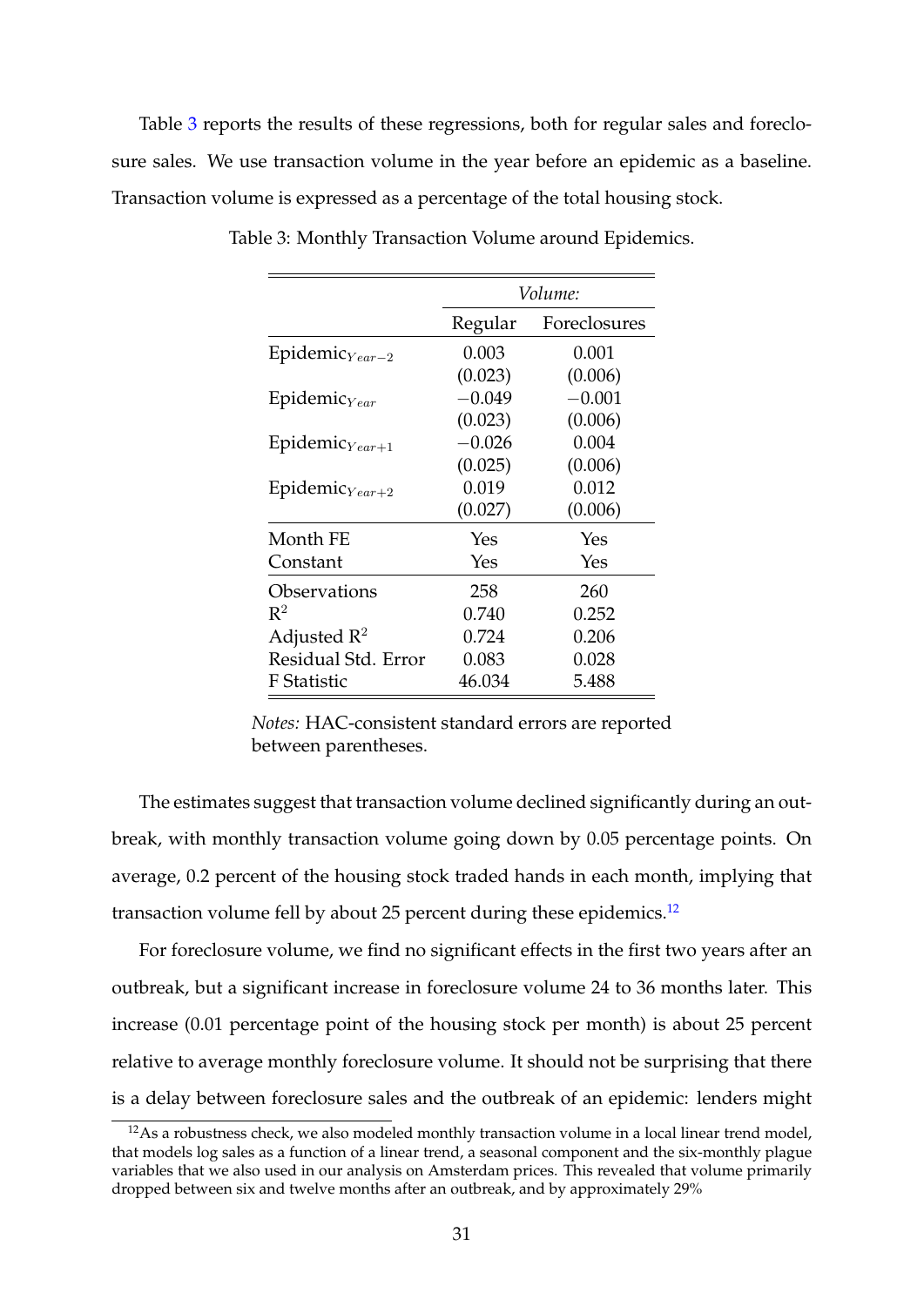Table 3 reports the results of these regressions, both for regular sales and foreclosure sales. We use transaction volume in the year before an epidemic as a baseline. Transaction volume is expressed as a percentage of the total housing stock.

Table 3: Monthly Transaction Volume around Epidemics.

| | *Volume:* | |
|---|---|---|
| | Regular | Foreclosures |
| $\text{Epidemic}_{Year-2}$ | 0.003 | 0.001 |
| | (0.023) | (0.006) |
| $\text{Epidemic}_{Year}$ | −0.049 | −0.001 |
| | (0.023) | (0.006) |
| $\text{Epidemic}_{Year+1}$ | −0.026 | 0.004 |
| | (0.025) | (0.006) |
| $\text{Epidemic}_{Year+2}$ | 0.019 | 0.012 |
| | (0.027) | (0.006) |
| Month FE | Yes | Yes |
| Constant | Yes | Yes |
| Observations | 258 | 260 |
| $R^2$ | 0.740 | 0.252 |
| Adjusted $R^2$ | 0.724 | 0.206 |
| Residual Std. Error | 0.083 | 0.028 |
| F Statistic | 46.034 | 5.488 |

*Notes:* HAC-consistent standard errors are reported between parentheses.

The estimates suggest that transaction volume declined significantly during an outbreak, with monthly transaction volume going down by 0.05 percentage points. On average, 0.2 percent of the housing stock traded hands in each month, implying that transaction volume fell by about 25 percent during these epidemics.[12]

For foreclosure volume, we find no significant effects in the first two years after an outbreak, but a significant increase in foreclosure volume 24 to 36 months later. This increase (0.01 percentage point of the housing stock per month) is about 25 percent relative to average monthly foreclosure volume. It should not be surprising that there is a delay between foreclosure sales and the outbreak of an epidemic: lenders might

[12] As a robustness check, we also modeled monthly transaction volume in a local linear trend model, that models log sales as a function of a linear trend, a seasonal component and the six-monthly plague variables that we also used in our analysis on Amsterdam prices. This revealed that volume primarily dropped between six and twelve months after an outbreak, and by approximately 29%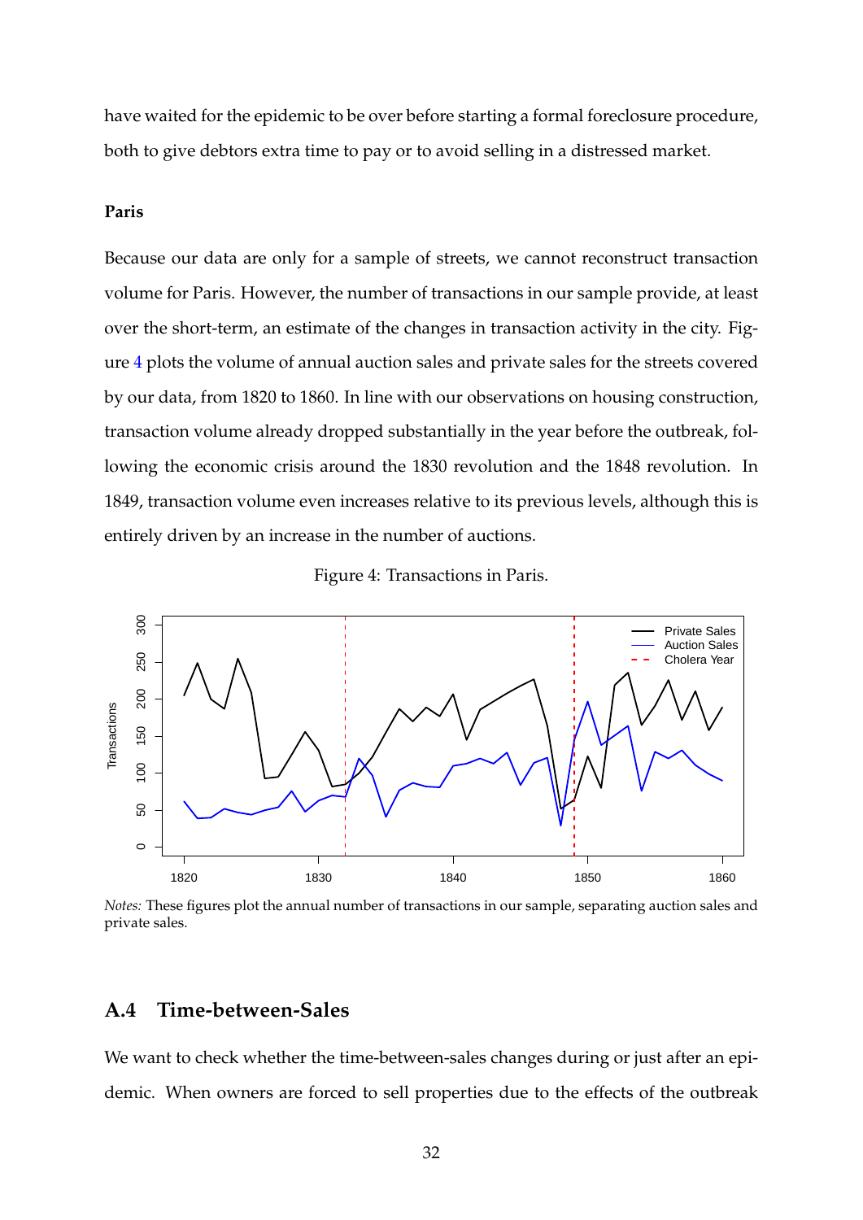have waited for the epidemic to be over before starting a formal foreclosure procedure, both to give debtors extra time to pay or to avoid selling in a distressed market.

#### Paris

Because our data are only for a sample of streets, we cannot reconstruct transaction volume for Paris. However, the number of transactions in our sample provide, at least over the short-term, an estimate of the changes in transaction activity in the city. Figure 4 plots the volume of annual auction sales and private sales for the streets covered by our data, from 1820 to 1860. In line with our observations on housing construction, transaction volume already dropped substantially in the year before the outbreak, following the economic crisis around the 1830 revolution and the 1848 revolution. In 1849, transaction volume even increases relative to its previous levels, although this is entirely driven by an increase in the number of auctions.

Figure 4: Transactions in Paris.

*Notes:* These figures plot the annual number of transactions in our sample, separating auction sales and private sales.

## A.4 Time-between-Sales

We want to check whether the time-between-sales changes during or just after an epidemic. When owners are forced to sell properties due to the effects of the outbreak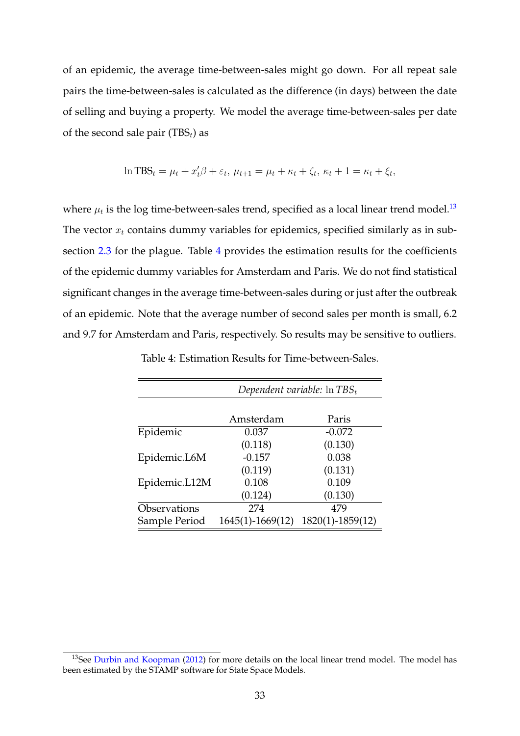of an epidemic, the average time-between-sales might go down. For all repeat sale pairs the time-between-sales is calculated as the difference (in days) between the date of selling and buying a property. We model the average time-between-sales per date of the second sale pair ($\text{TBS}_t$) as

$$\ln \text{TBS}_t = \mu_t + x_t'\beta + \varepsilon_t,\ \mu_{t+1} = \mu_t + \kappa_t + \zeta_t,\ \kappa_t + 1 = \kappa_t + \xi_t,$$

where $\mu_t$ is the log time-between-sales trend, specified as a local linear trend model.[13] The vector $x_t$ contains dummy variables for epidemics, specified similarly as in subsection 2.3 for the plague. Table 4 provides the estimation results for the coefficients of the epidemic dummy variables for Amsterdam and Paris. We do not find statistical significant changes in the average time-between-sales during or just after the outbreak of an epidemic. Note that the average number of second sales per month is small, 6.2 and 9.7 for Amsterdam and Paris, respectively. So results may be sensitive to outliers.

Table 4: Estimation Results for Time-between-Sales.

| | *Dependent variable:* $\ln TBS_t$ | |
|---|---|---|
| | Amsterdam | Paris |
| Epidemic | 0.037 | -0.072 |
| | (0.118) | (0.130) |
| Epidemic.L6M | -0.157 | 0.038 |
| | (0.119) | (0.131) |
| Epidemic.L12M | 0.108 | 0.109 |
| | (0.124) | (0.130) |
| Observations | 274 | 479 |
| Sample Period | 1645(1)-1669(12) | 1820(1)-1859(12) |

[13] See Durbin and Koopman (2012) for more details on the local linear trend model. The model has been estimated by the STAMP software for State Space Models.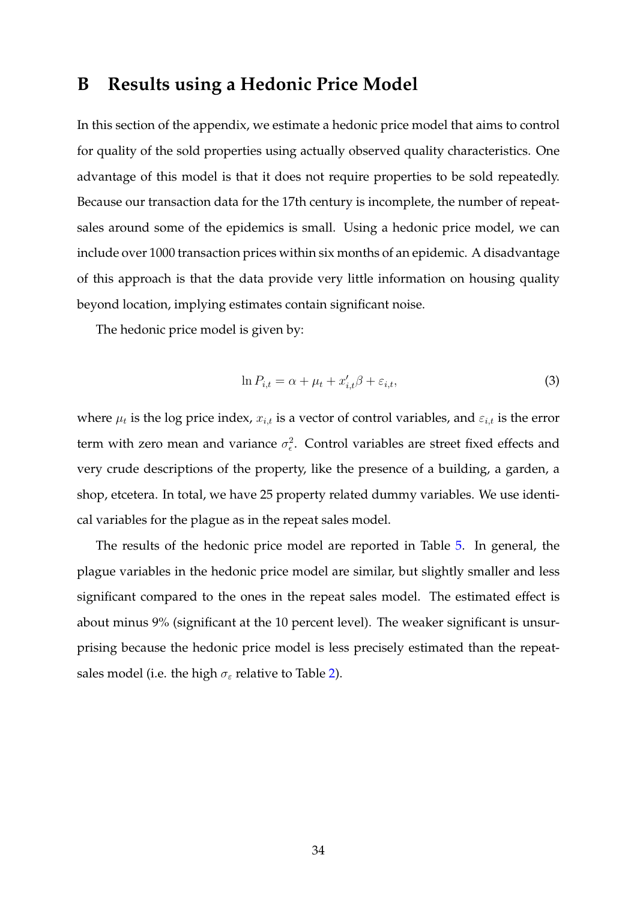# B Results using a Hedonic Price Model

In this section of the appendix, we estimate a hedonic price model that aims to control for quality of the sold properties using actually observed quality characteristics. One advantage of this model is that it does not require properties to be sold repeatedly. Because our transaction data for the 17th century is incomplete, the number of repeat-sales around some of the epidemics is small. Using a hedonic price model, we can include over 1000 transaction prices within six months of an epidemic. A disadvantage of this approach is that the data provide very little information on housing quality beyond location, implying estimates contain significant noise.

The hedonic price model is given by:

$$\ln P_{i,t} = \alpha + \mu_t + x_{i,t}'\beta + \varepsilon_{i,t}, \tag{3}$$

where $\mu_t$ is the log price index, $x_{i,t}$ is a vector of control variables, and $\varepsilon_{i,t}$ is the error term with zero mean and variance $\sigma_\epsilon^2$. Control variables are street fixed effects and very crude descriptions of the property, like the presence of a building, a garden, a shop, etcetera. In total, we have 25 property related dummy variables. We use identical variables for the plague as in the repeat sales model.

The results of the hedonic price model are reported in Table 5. In general, the plague variables in the hedonic price model are similar, but slightly smaller and less significant compared to the ones in the repeat sales model. The estimated effect is about minus 9% (significant at the 10 percent level). The weaker significant is unsurprising because the hedonic price model is less precisely estimated than the repeat-sales model (i.e. the high $\sigma_\varepsilon$ relative to Table 2).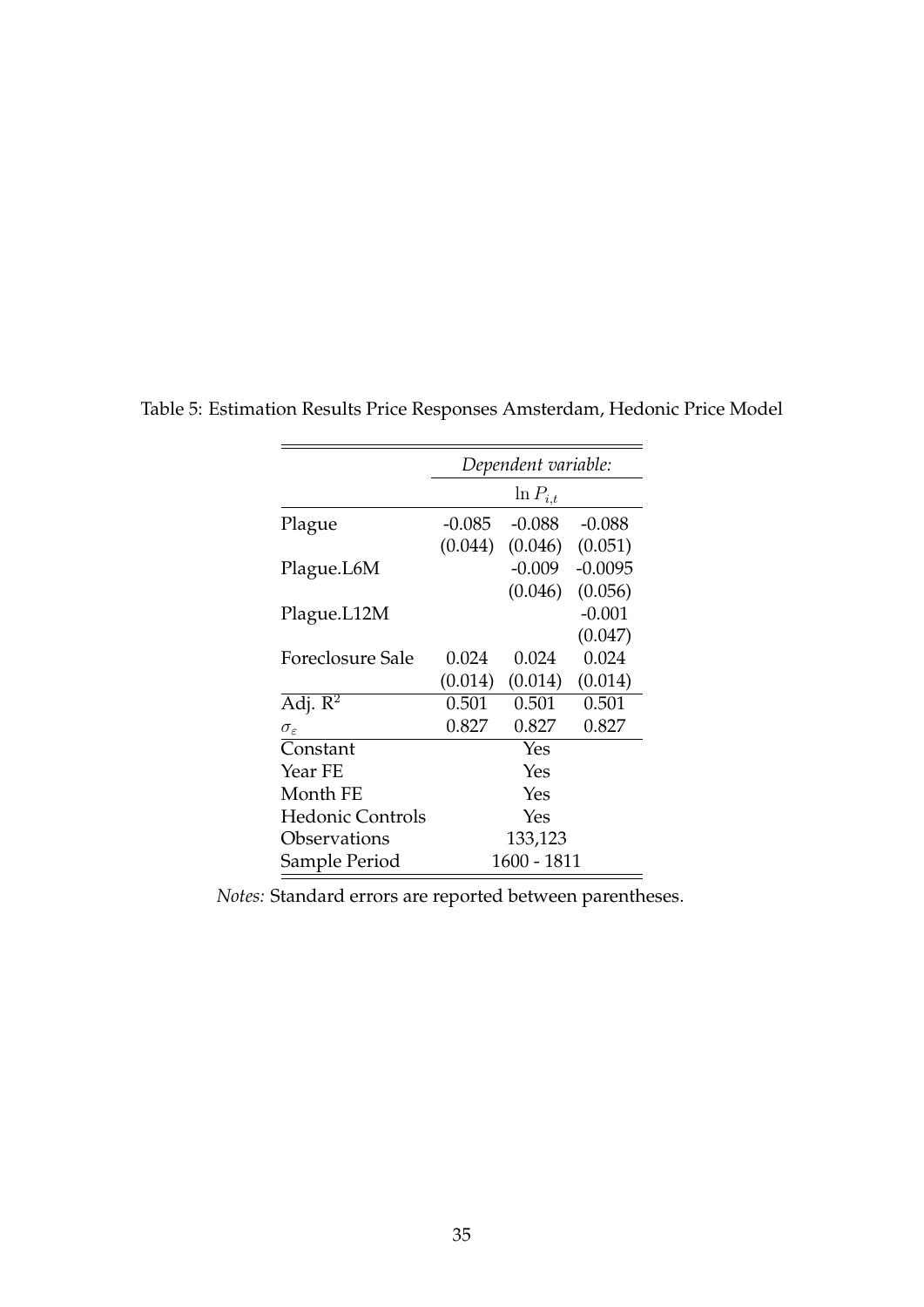Table 5: Estimation Results Price Responses Amsterdam, Hedonic Price Model

| | *Dependent variable:* | | |
|---|---|---|---|
| | $\ln P_{i,t}$ | | |
| Plague | -0.085 | -0.088 | -0.088 |
| | (0.044) | (0.046) | (0.051) |
| Plague.L6M | | -0.009 | -0.0095 |
| | | (0.046) | (0.056) |
| Plague.L12M | | | -0.001 |
| | | | (0.047) |
| Foreclosure Sale | 0.024 | 0.024 | 0.024 |
| | (0.014) | (0.014) | (0.014) |
| Adj. $R^2$ | 0.501 | 0.501 | 0.501 |
| $\sigma_\varepsilon$ | 0.827 | 0.827 | 0.827 |
| Constant | Yes | | |
| Year FE | Yes | | |
| Month FE | Yes | | |
| Hedonic Controls | Yes | | |
| Observations | 133,123 | | |
| Sample Period | 1600 - 1811 | | |

*Notes:* Standard errors are reported between parentheses.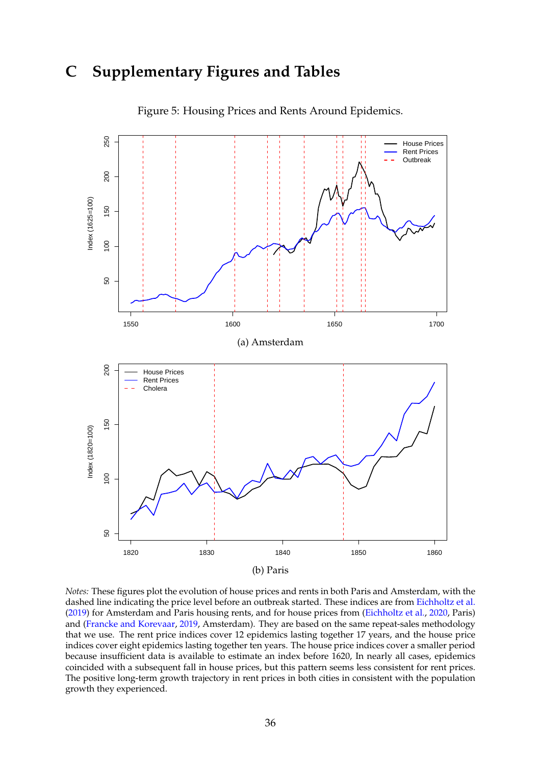# C Supplementary Figures and Tables

Figure 5: Housing Prices and Rents Around Epidemics.

(a) Amsterdam

(b) Paris

*Notes:* These figures plot the evolution of house prices and rents in both Paris and Amsterdam, with the dashed line indicating the price level before an outbreak started. These indices are from Eichholtz et al. (2019) for Amsterdam and Paris housing rents, and for house prices from (Eichholtz et al., 2020, Paris) and (Francke and Korevaar, 2019, Amsterdam). They are based on the same repeat-sales methodology that we use. The rent price indices cover 12 epidemics lasting together 17 years, and the house price indices cover eight epidemics lasting together ten years. The house price indices cover a smaller period because insufficient data is available to estimate an index before 1620, In nearly all cases, epidemics coincided with a subsequent fall in house prices, but this pattern seems less consistent for rent prices. The positive long-term growth trajectory in rent prices in both cities in consistent with the population growth they experienced.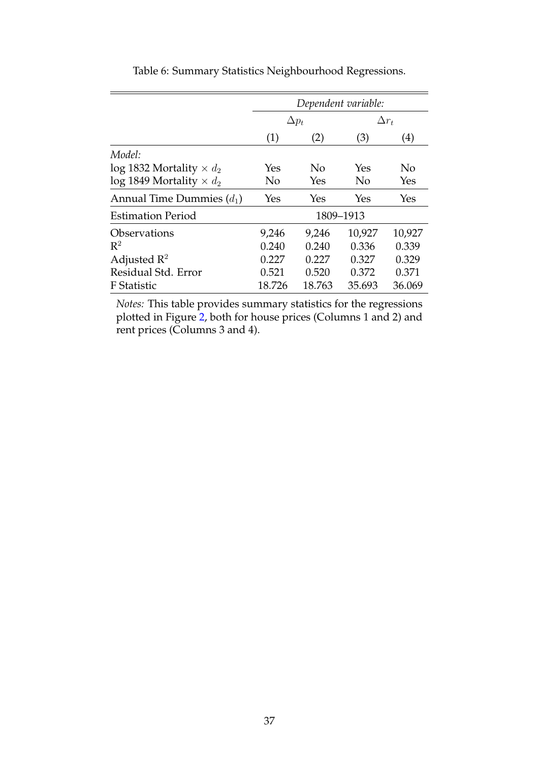Table 6: Summary Statistics Neighbourhood Regressions.

| | *Dependent variable:* | | | |
|---|---|---|---|---|
| | $\Delta p_t$ | | $\Delta r_t$ | |
| | (1) | (2) | (3) | (4) |
| *Model:* | | | | |
| log 1832 Mortality $\times d_2$ | Yes | No | Yes | No |
| log 1849 Mortality $\times d_2$ | No | Yes | No | Yes |
| Annual Time Dummies ($d_1$) | Yes | Yes | Yes | Yes |
| Estimation Period | 1809–1913 | | | |
| Observations | 9,246 | 9,246 | 10,927 | 10,927 |
| $R^2$ | 0.240 | 0.240 | 0.336 | 0.339 |
| Adjusted $R^2$ | 0.227 | 0.227 | 0.327 | 0.329 |
| Residual Std. Error | 0.521 | 0.520 | 0.372 | 0.371 |
| F Statistic | 18.726 | 18.763 | 35.693 | 36.069 |

*Notes:* This table provides summary statistics for the regressions plotted in Figure 2, both for house prices (Columns 1 and 2) and rent prices (Columns 3 and 4).